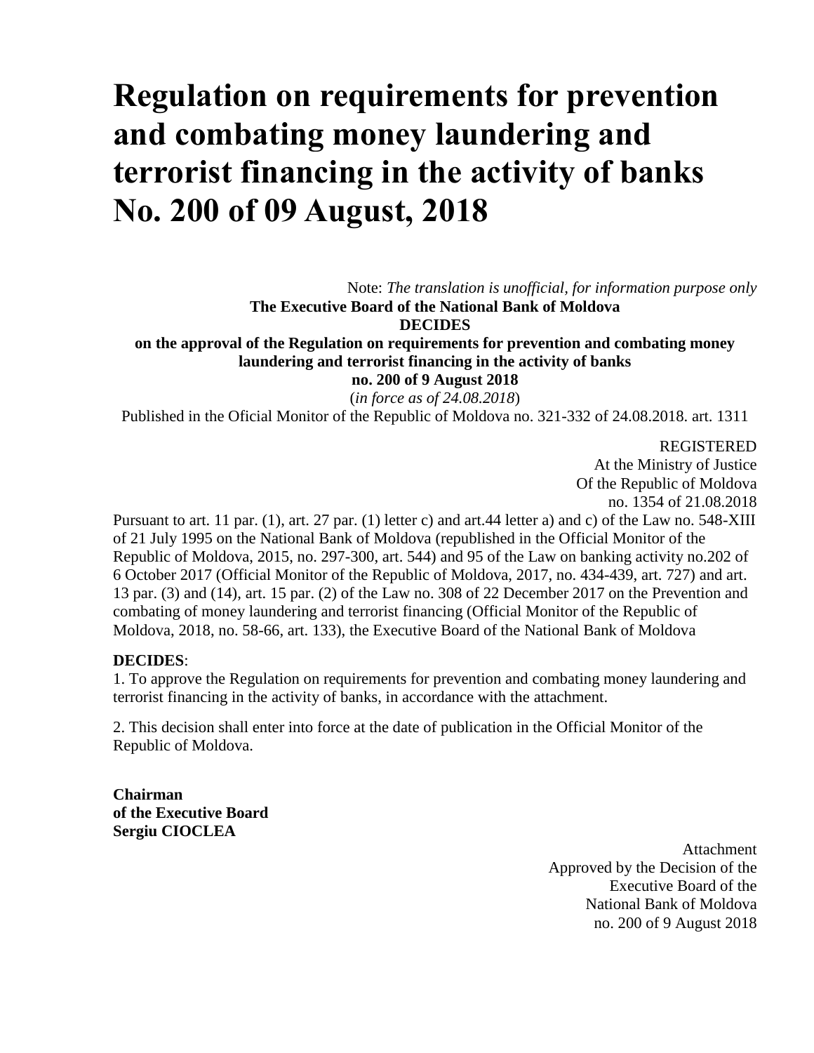# Regulation on requirements for prevention and combating money laundering and terrorist financing in the activity of banks No. 200 of 09 August, 2018

Note: *The translation is unofficial, for information purpose only*

**The Executive Board of the National Bank of Moldova**

**DECIDES**

**on the approval of the Regulation on requirements for prevention and combating money laundering and terrorist financing in the activity of banks**

**no. 200 of 9 August 2018**

(*in force as of 24.08.2018*)

Published in the Oficial Monitor of the Republic of Moldova no. 321-332 of 24.08.2018. art. 1311

REGISTERED
At the Ministry of Justice
Of the Republic of Moldova
no. 1354 of 21.08.2018

Pursuant to art. 11 par. (1), art. 27 par. (1) letter c) and art.44 letter a) and c) of the Law no. 548-XIII of 21 July 1995 on the National Bank of Moldova (republished in the Official Monitor of the Republic of Moldova, 2015, no. 297-300, art. 544) and 95 of the Law on banking activity no.202 of 6 October 2017 (Official Monitor of the Republic of Moldova, 2017, no. 434-439, art. 727) and art. 13 par. (3) and (14), art. 15 par. (2) of the Law no. 308 of 22 December 2017 on the Prevention and combating of money laundering and terrorist financing (Official Monitor of the Republic of Moldova, 2018, no. 58-66, art. 133), the Executive Board of the National Bank of Moldova

**DECIDES**:

1. To approve the Regulation on requirements for prevention and combating money laundering and terrorist financing in the activity of banks, in accordance with the attachment.

2. This decision shall enter into force at the date of publication in the Official Monitor of the Republic of Moldova.

**Chairman**
**of the Executive Board**
**Sergiu CIOCLEA**

Attachment
Approved by the Decision of the
Executive Board of the
National Bank of Moldova
no. 200 of 9 August 2018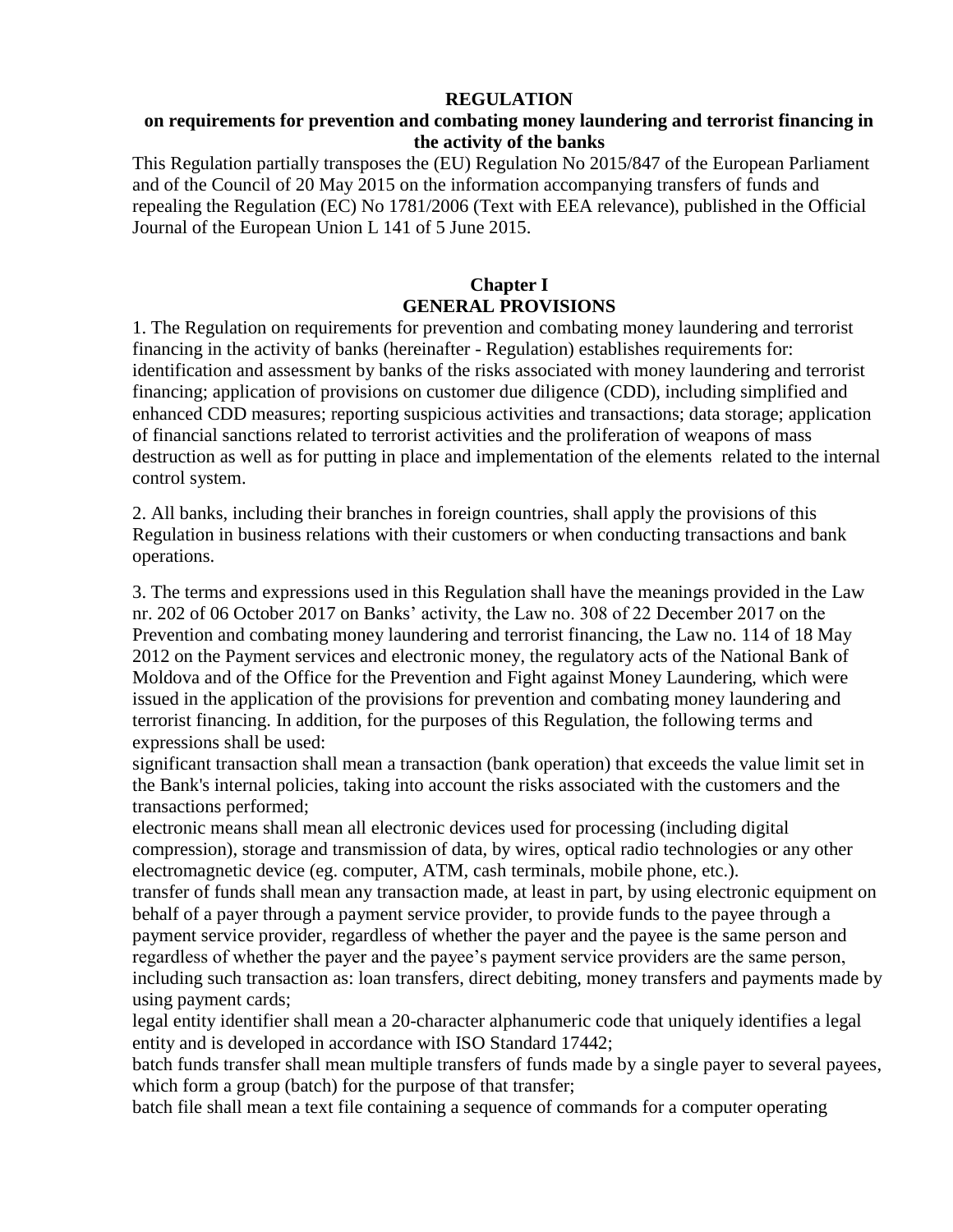**REGULATION**

**on requirements for prevention and combating money laundering and terrorist financing in the activity of the banks**

This Regulation partially transposes the (EU) Regulation No 2015/847 of the European Parliament and of the Council of 20 May 2015 on the information accompanying transfers of funds and repealing the Regulation (EC) No 1781/2006 (Text with EEA relevance), published in the Official Journal of the European Union L 141 of 5 June 2015.

## Chapter I
## GENERAL PROVISIONS

1. The Regulation on requirements for prevention and combating money laundering and terrorist financing in the activity of banks (hereinafter - Regulation) establishes requirements for: identification and assessment by banks of the risks associated with money laundering and terrorist financing; application of provisions on customer due diligence (CDD), including simplified and enhanced CDD measures; reporting suspicious activities and transactions; data storage; application of financial sanctions related to terrorist activities and the proliferation of weapons of mass destruction as well as for putting in place and implementation of the elements related to the internal control system.

2. All banks, including their branches in foreign countries, shall apply the provisions of this Regulation in business relations with their customers or when conducting transactions and bank operations.

3. The terms and expressions used in this Regulation shall have the meanings provided in the Law nr. 202 of 06 October 2017 on Banks' activity, the Law no. 308 of 22 December 2017 on the Prevention and combating money laundering and terrorist financing, the Law no. 114 of 18 May 2012 on the Payment services and electronic money, the regulatory acts of the National Bank of Moldova and of the Office for the Prevention and Fight against Money Laundering, which were issued in the application of the provisions for prevention and combating money laundering and terrorist financing. In addition, for the purposes of this Regulation, the following terms and expressions shall be used:
significant transaction shall mean a transaction (bank operation) that exceeds the value limit set in the Bank's internal policies, taking into account the risks associated with the customers and the transactions performed;
electronic means shall mean all electronic devices used for processing (including digital compression), storage and transmission of data, by wires, optical radio technologies or any other electromagnetic device (eg. computer, ATM, cash terminals, mobile phone, etc.).
transfer of funds shall mean any transaction made, at least in part, by using electronic equipment on behalf of a payer through a payment service provider, to provide funds to the payee through a payment service provider, regardless of whether the payer and the payee is the same person and regardless of whether the payer and the payee's payment service providers are the same person, including such transaction as: loan transfers, direct debiting, money transfers and payments made by using payment cards;
legal entity identifier shall mean a 20-character alphanumeric code that uniquely identifies a legal entity and is developed in accordance with ISO Standard 17442;
batch funds transfer shall mean multiple transfers of funds made by a single payer to several payees, which form a group (batch) for the purpose of that transfer;
batch file shall mean a text file containing a sequence of commands for a computer operating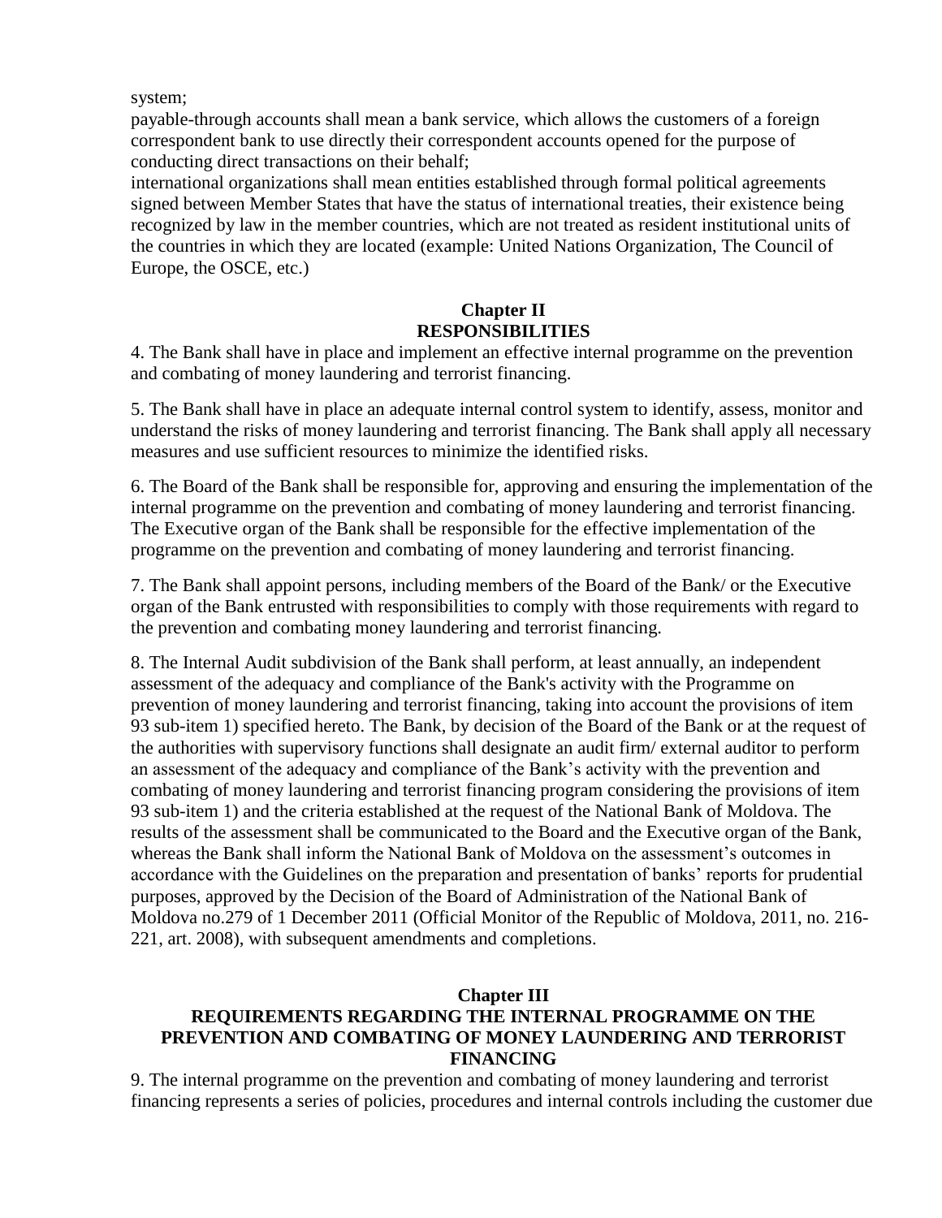system;
payable-through accounts shall mean a bank service, which allows the customers of a foreign correspondent bank to use directly their correspondent accounts opened for the purpose of conducting direct transactions on their behalf;
international organizations shall mean entities established through formal political agreements signed between Member States that have the status of international treaties, their existence being recognized by law in the member countries, which are not treated as resident institutional units of the countries in which they are located (example: United Nations Organization, The Council of Europe, the OSCE, etc.)

## Chapter II
## RESPONSIBILITIES

4. The Bank shall have in place and implement an effective internal programme on the prevention and combating of money laundering and terrorist financing.

5. The Bank shall have in place an adequate internal control system to identify, assess, monitor and understand the risks of money laundering and terrorist financing. The Bank shall apply all necessary measures and use sufficient resources to minimize the identified risks.

6. The Board of the Bank shall be responsible for, approving and ensuring the implementation of the internal programme on the prevention and combating of money laundering and terrorist financing. The Executive organ of the Bank shall be responsible for the effective implementation of the programme on the prevention and combating of money laundering and terrorist financing.

7. The Bank shall appoint persons, including members of the Board of the Bank/ or the Executive organ of the Bank entrusted with responsibilities to comply with those requirements with regard to the prevention and combating money laundering and terrorist financing.

8. The Internal Audit subdivision of the Bank shall perform, at least annually, an independent assessment of the adequacy and compliance of the Bank's activity with the Programme on prevention of money laundering and terrorist financing, taking into account the provisions of item 93 sub-item 1) specified hereto. The Bank, by decision of the Board of the Bank or at the request of the authorities with supervisory functions shall designate an audit firm/ external auditor to perform an assessment of the adequacy and compliance of the Bank's activity with the prevention and combating of money laundering and terrorist financing program considering the provisions of item 93 sub-item 1) and the criteria established at the request of the National Bank of Moldova. The results of the assessment shall be communicated to the Board and the Executive organ of the Bank, whereas the Bank shall inform the National Bank of Moldova on the assessment's outcomes in accordance with the Guidelines on the preparation and presentation of banks' reports for prudential purposes, approved by the Decision of the Board of Administration of the National Bank of Moldova no.279 of 1 December 2011 (Official Monitor of the Republic of Moldova, 2011, no. 216-221, art. 2008), with subsequent amendments and completions.

## Chapter III
## REQUIREMENTS REGARDING THE INTERNAL PROGRAMME ON THE PREVENTION AND COMBATING OF MONEY LAUNDERING AND TERRORIST FINANCING

9. The internal programme on the prevention and combating of money laundering and terrorist financing represents a series of policies, procedures and internal controls including the customer due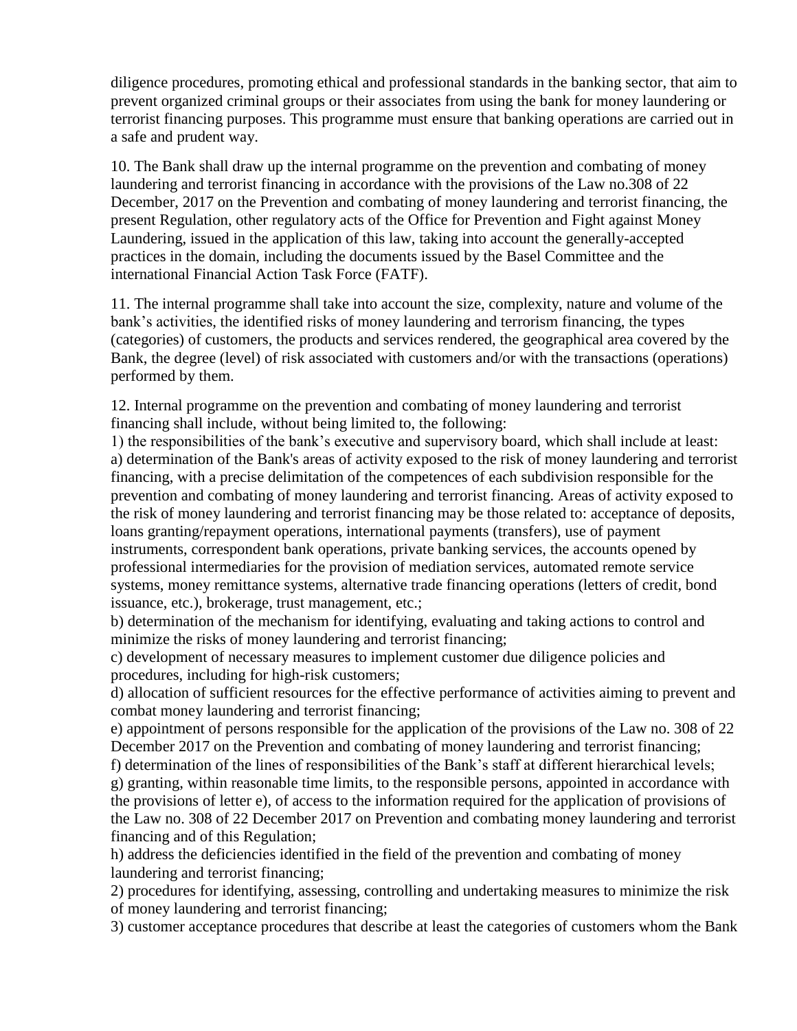diligence procedures, promoting ethical and professional standards in the banking sector, that aim to prevent organized criminal groups or their associates from using the bank for money laundering or terrorist financing purposes. This programme must ensure that banking operations are carried out in a safe and prudent way.

10. The Bank shall draw up the internal programme on the prevention and combating of money laundering and terrorist financing in accordance with the provisions of the Law no.308 of 22 December, 2017 on the Prevention and combating of money laundering and terrorist financing, the present Regulation, other regulatory acts of the Office for Prevention and Fight against Money Laundering, issued in the application of this law, taking into account the generally-accepted practices in the domain, including the documents issued by the Basel Committee and the international Financial Action Task Force (FATF).

11. The internal programme shall take into account the size, complexity, nature and volume of the bank's activities, the identified risks of money laundering and terrorism financing, the types (categories) of customers, the products and services rendered, the geographical area covered by the Bank, the degree (level) of risk associated with customers and/or with the transactions (operations) performed by them.

12. Internal programme on the prevention and combating of money laundering and terrorist financing shall include, without being limited to, the following:
1) the responsibilities of the bank's executive and supervisory board, which shall include at least:
a) determination of the Bank's areas of activity exposed to the risk of money laundering and terrorist financing, with a precise delimitation of the competences of each subdivision responsible for the prevention and combating of money laundering and terrorist financing. Areas of activity exposed to the risk of money laundering and terrorist financing may be those related to: acceptance of deposits, loans granting/repayment operations, international payments (transfers), use of payment instruments, correspondent bank operations, private banking services, the accounts opened by professional intermediaries for the provision of mediation services, automated remote service systems, money remittance systems, alternative trade financing operations (letters of credit, bond issuance, etc.), brokerage, trust management, etc.;
b) determination of the mechanism for identifying, evaluating and taking actions to control and minimize the risks of money laundering and terrorist financing;
c) development of necessary measures to implement customer due diligence policies and procedures, including for high-risk customers;
d) allocation of sufficient resources for the effective performance of activities aiming to prevent and combat money laundering and terrorist financing;
e) appointment of persons responsible for the application of the provisions of the Law no. 308 of 22 December 2017 on the Prevention and combating of money laundering and terrorist financing;
f) determination of the lines of responsibilities of the Bank's staff at different hierarchical levels;
g) granting, within reasonable time limits, to the responsible persons, appointed in accordance with the provisions of letter e), of access to the information required for the application of provisions of the Law no. 308 of 22 December 2017 on Prevention and combating money laundering and terrorist financing and of this Regulation;
h) address the deficiencies identified in the field of the prevention and combating of money laundering and terrorist financing;
2) procedures for identifying, assessing, controlling and undertaking measures to minimize the risk of money laundering and terrorist financing;
3) customer acceptance procedures that describe at least the categories of customers whom the Bank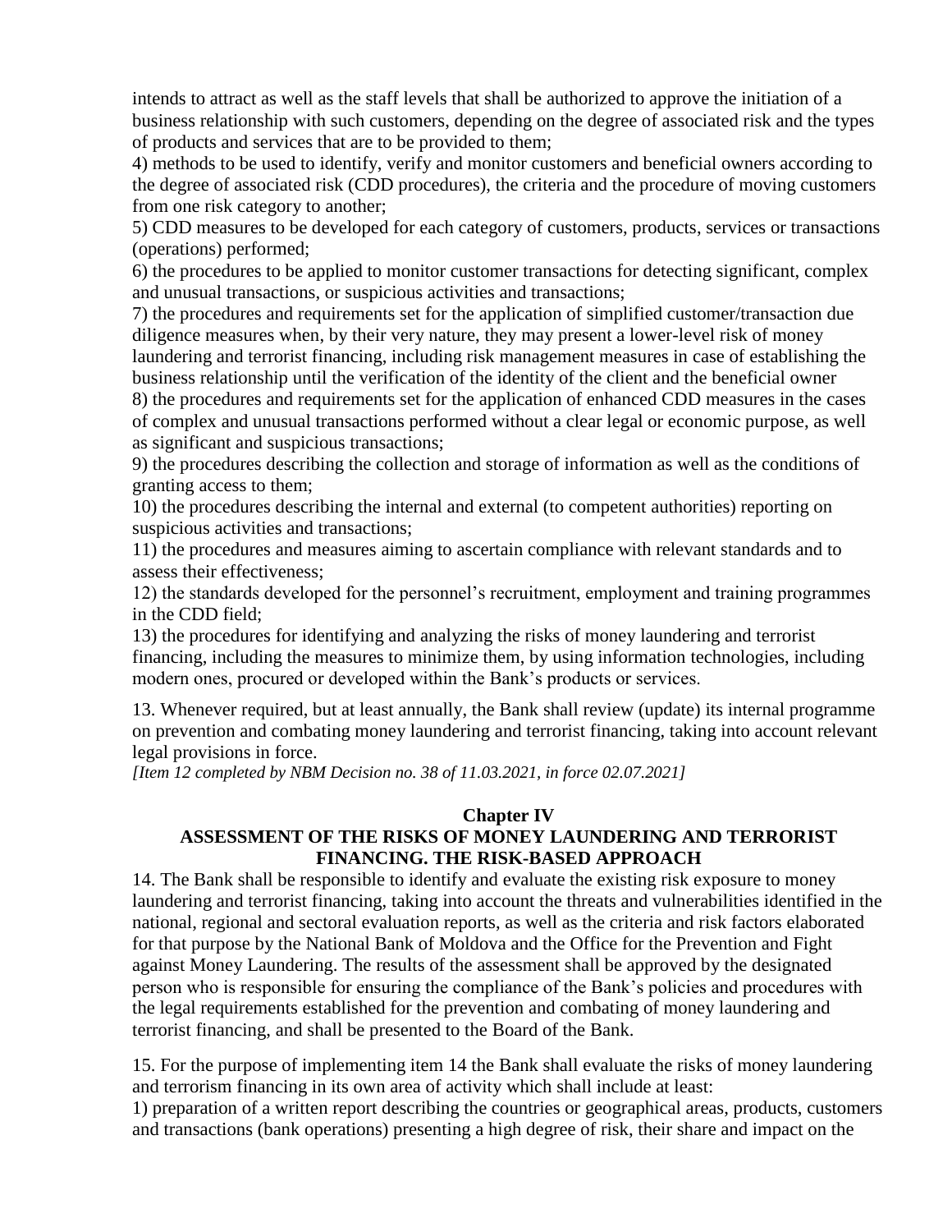intends to attract as well as the staff levels that shall be authorized to approve the initiation of a business relationship with such customers, depending on the degree of associated risk and the types of products and services that are to be provided to them;

4) methods to be used to identify, verify and monitor customers and beneficial owners according to the degree of associated risk (CDD procedures), the criteria and the procedure of moving customers from one risk category to another;

5) CDD measures to be developed for each category of customers, products, services or transactions (operations) performed;

6) the procedures to be applied to monitor customer transactions for detecting significant, complex and unusual transactions, or suspicious activities and transactions;

7) the procedures and requirements set for the application of simplified customer/transaction due diligence measures when, by their very nature, they may present a lower-level risk of money laundering and terrorist financing, including risk management measures in case of establishing the business relationship until the verification of the identity of the client and the beneficial owner

8) the procedures and requirements set for the application of enhanced CDD measures in the cases of complex and unusual transactions performed without a clear legal or economic purpose, as well as significant and suspicious transactions;

9) the procedures describing the collection and storage of information as well as the conditions of granting access to them;

10) the procedures describing the internal and external (to competent authorities) reporting on suspicious activities and transactions;

11) the procedures and measures aiming to ascertain compliance with relevant standards and to assess their effectiveness;

12) the standards developed for the personnel's recruitment, employment and training programmes in the CDD field;

13) the procedures for identifying and analyzing the risks of money laundering and terrorist financing, including the measures to minimize them, by using information technologies, including modern ones, procured or developed within the Bank's products or services.

13. Whenever required, but at least annually, the Bank shall review (update) its internal programme on prevention and combating money laundering and terrorist financing, taking into account relevant legal provisions in force.

*[Item 12 completed by NBM Decision no. 38 of 11.03.2021, in force 02.07.2021]*

## Chapter IV
## ASSESSMENT OF THE RISKS OF MONEY LAUNDERING AND TERRORIST FINANCING. THE RISK-BASED APPROACH

14. The Bank shall be responsible to identify and evaluate the existing risk exposure to money laundering and terrorist financing, taking into account the threats and vulnerabilities identified in the national, regional and sectoral evaluation reports, as well as the criteria and risk factors elaborated for that purpose by the National Bank of Moldova and the Office for the Prevention and Fight against Money Laundering. The results of the assessment shall be approved by the designated person who is responsible for ensuring the compliance of the Bank's policies and procedures with the legal requirements established for the prevention and combating of money laundering and terrorist financing, and shall be presented to the Board of the Bank.

15. For the purpose of implementing item 14 the Bank shall evaluate the risks of money laundering and terrorism financing in its own area of activity which shall include at least:

1) preparation of a written report describing the countries or geographical areas, products, customers and transactions (bank operations) presenting a high degree of risk, their share and impact on the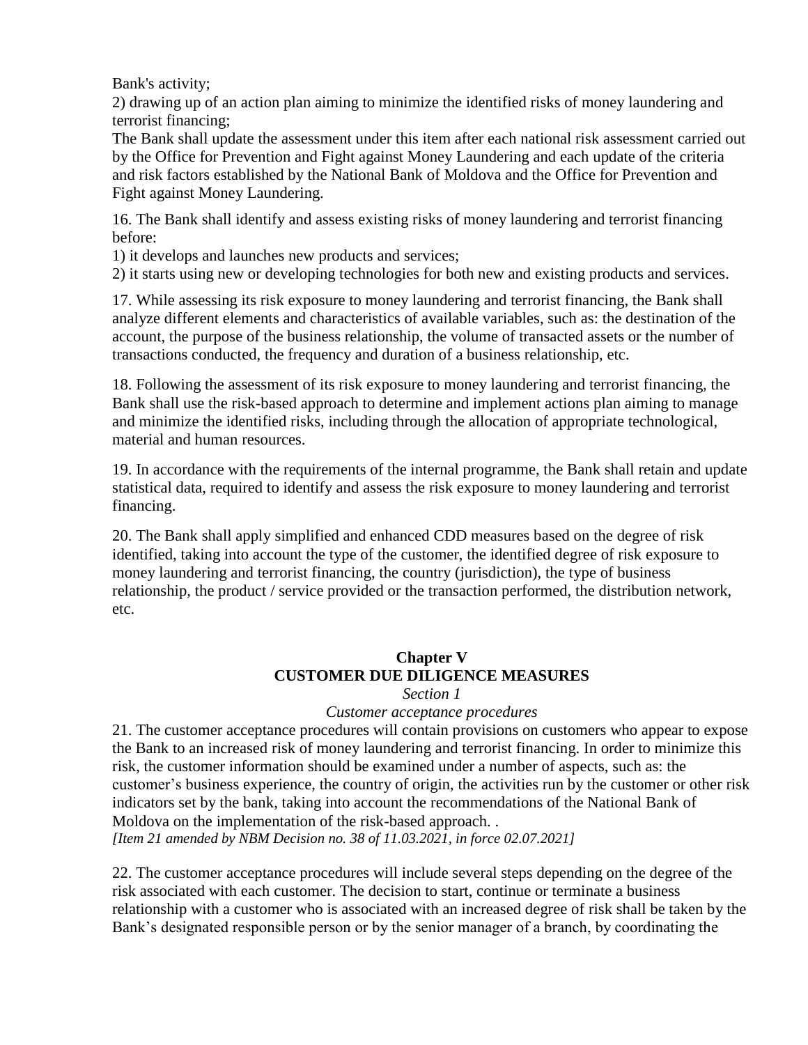Bank's activity;

2) drawing up of an action plan aiming to minimize the identified risks of money laundering and terrorist financing;

The Bank shall update the assessment under this item after each national risk assessment carried out by the Office for Prevention and Fight against Money Laundering and each update of the criteria and risk factors established by the National Bank of Moldova and the Office for Prevention and Fight against Money Laundering.

16. The Bank shall identify and assess existing risks of money laundering and terrorist financing before:

1) it develops and launches new products and services;

2) it starts using new or developing technologies for both new and existing products and services.

17. While assessing its risk exposure to money laundering and terrorist financing, the Bank shall analyze different elements and characteristics of available variables, such as: the destination of the account, the purpose of the business relationship, the volume of transacted assets or the number of transactions conducted, the frequency and duration of a business relationship, etc.

18. Following the assessment of its risk exposure to money laundering and terrorist financing, the Bank shall use the risk-based approach to determine and implement actions plan aiming to manage and minimize the identified risks, including through the allocation of appropriate technological, material and human resources.

19. In accordance with the requirements of the internal programme, the Bank shall retain and update statistical data, required to identify and assess the risk exposure to money laundering and terrorist financing.

20. The Bank shall apply simplified and enhanced CDD measures based on the degree of risk identified, taking into account the type of the customer, the identified degree of risk exposure to money laundering and terrorist financing, the country (jurisdiction), the type of business relationship, the product / service provided or the transaction performed, the distribution network, etc.

## Chapter V
## CUSTOMER DUE DILIGENCE MEASURES

*Section 1*

*Customer acceptance procedures*

21. The customer acceptance procedures will contain provisions on customers who appear to expose the Bank to an increased risk of money laundering and terrorist financing. In order to minimize this risk, the customer information should be examined under a number of aspects, such as: the customer's business experience, the country of origin, the activities run by the customer or other risk indicators set by the bank, taking into account the recommendations of the National Bank of Moldova on the implementation of the risk-based approach. .

*[Item 21 amended by NBM Decision no. 38 of 11.03.2021, in force 02.07.2021]*

22. The customer acceptance procedures will include several steps depending on the degree of the risk associated with each customer. The decision to start, continue or terminate a business relationship with a customer who is associated with an increased degree of risk shall be taken by the Bank's designated responsible person or by the senior manager of a branch, by coordinating the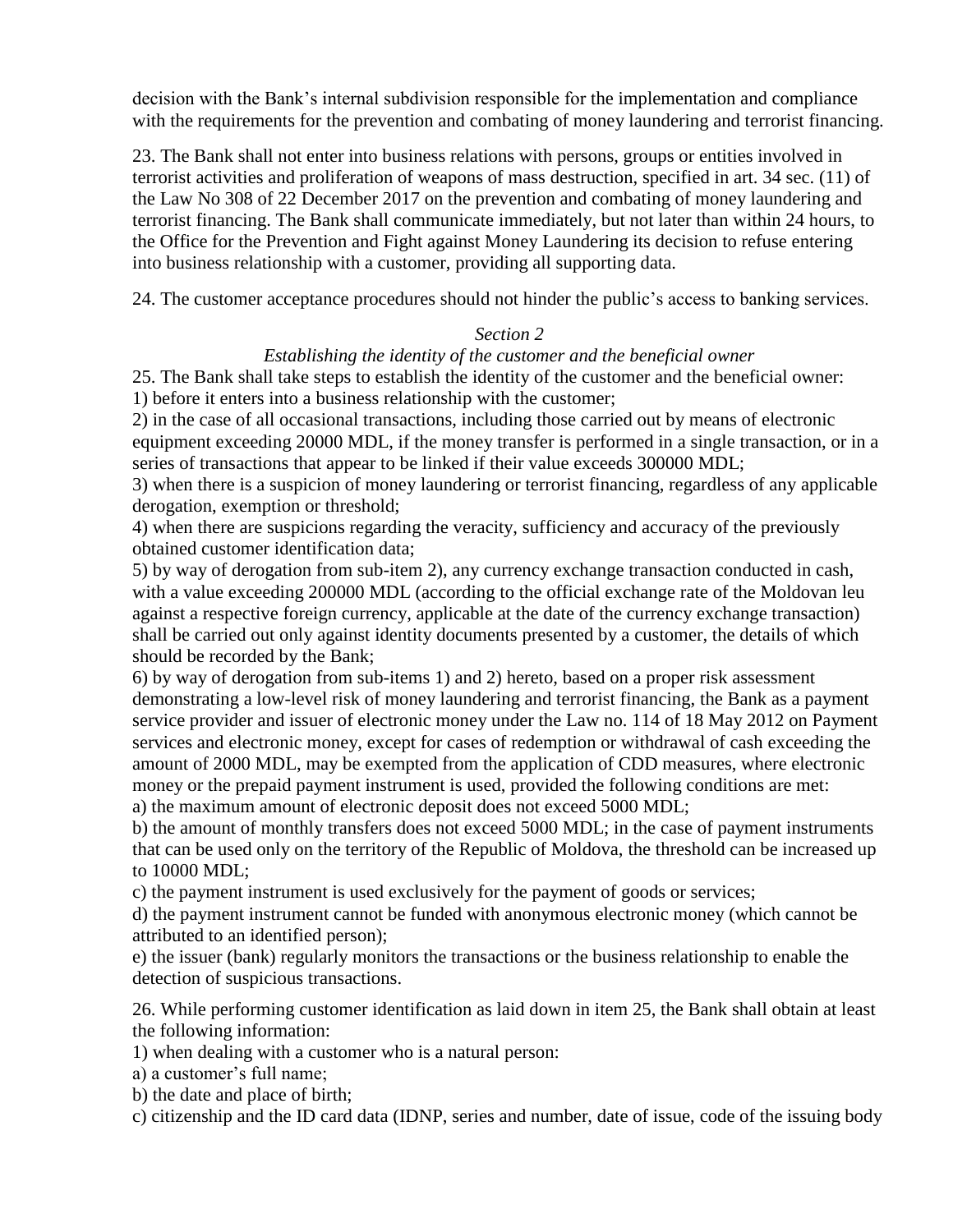decision with the Bank's internal subdivision responsible for the implementation and compliance with the requirements for the prevention and combating of money laundering and terrorist financing.

23. The Bank shall not enter into business relations with persons, groups or entities involved in terrorist activities and proliferation of weapons of mass destruction, specified in art. 34 sec. (11) of the Law No 308 of 22 December 2017 on the prevention and combating of money laundering and terrorist financing. The Bank shall communicate immediately, but not later than within 24 hours, to the Office for the Prevention and Fight against Money Laundering its decision to refuse entering into business relationship with a customer, providing all supporting data.

24. The customer acceptance procedures should not hinder the public's access to banking services.

*Section 2*

*Establishing the identity of the customer and the beneficial owner*

25. The Bank shall take steps to establish the identity of the customer and the beneficial owner:
1) before it enters into a business relationship with the customer;
2) in the case of all occasional transactions, including those carried out by means of electronic equipment exceeding 20000 MDL, if the money transfer is performed in a single transaction, or in a series of transactions that appear to be linked if their value exceeds 300000 MDL;
3) when there is a suspicion of money laundering or terrorist financing, regardless of any applicable derogation, exemption or threshold;
4) when there are suspicions regarding the veracity, sufficiency and accuracy of the previously obtained customer identification data;
5) by way of derogation from sub-item 2), any currency exchange transaction conducted in cash, with a value exceeding 200000 MDL (according to the official exchange rate of the Moldovan leu against a respective foreign currency, applicable at the date of the currency exchange transaction) shall be carried out only against identity documents presented by a customer, the details of which should be recorded by the Bank;
6) by way of derogation from sub-items 1) and 2) hereto, based on a proper risk assessment demonstrating a low-level risk of money laundering and terrorist financing, the Bank as a payment service provider and issuer of electronic money under the Law no. 114 of 18 May 2012 on Payment services and electronic money, except for cases of redemption or withdrawal of cash exceeding the amount of 2000 MDL, may be exempted from the application of CDD measures, where electronic money or the prepaid payment instrument is used, provided the following conditions are met:
a) the maximum amount of electronic deposit does not exceed 5000 MDL;
b) the amount of monthly transfers does not exceed 5000 MDL; in the case of payment instruments that can be used only on the territory of the Republic of Moldova, the threshold can be increased up to 10000 MDL;
c) the payment instrument is used exclusively for the payment of goods or services;
d) the payment instrument cannot be funded with anonymous electronic money (which cannot be attributed to an identified person);
e) the issuer (bank) regularly monitors the transactions or the business relationship to enable the detection of suspicious transactions.

26. While performing customer identification as laid down in item 25, the Bank shall obtain at least the following information:
1) when dealing with a customer who is a natural person:
a) a customer's full name;
b) the date and place of birth;
c) citizenship and the ID card data (IDNP, series and number, date of issue, code of the issuing body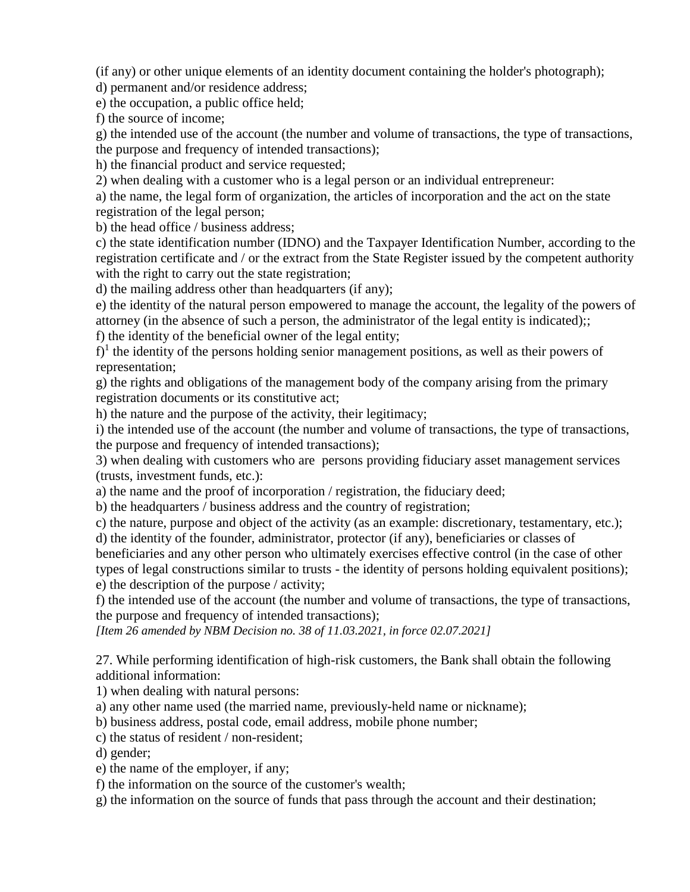(if any) or other unique elements of an identity document containing the holder's photograph);

d) permanent and/or residence address;

e) the occupation, a public office held;

f) the source of income;

g) the intended use of the account (the number and volume of transactions, the type of transactions, the purpose and frequency of intended transactions);

h) the financial product and service requested;

2) when dealing with a customer who is a legal person or an individual entrepreneur:

a) the name, the legal form of organization, the articles of incorporation and the act on the state registration of the legal person;

b) the head office / business address;

c) the state identification number (IDNO) and the Taxpayer Identification Number, according to the registration certificate and / or the extract from the State Register issued by the competent authority with the right to carry out the state registration;

d) the mailing address other than headquarters (if any);

e) the identity of the natural person empowered to manage the account, the legality of the powers of attorney (in the absence of such a person, the administrator of the legal entity is indicated);;

f) the identity of the beneficial owner of the legal entity;

f)[1] the identity of the persons holding senior management positions, as well as their powers of representation;

g) the rights and obligations of the management body of the company arising from the primary registration documents or its constitutive act;

h) the nature and the purpose of the activity, their legitimacy;

i) the intended use of the account (the number and volume of transactions, the type of transactions, the purpose and frequency of intended transactions);

3) when dealing with customers who are persons providing fiduciary asset management services (trusts, investment funds, etc.):

a) the name and the proof of incorporation / registration, the fiduciary deed;

b) the headquarters / business address and the country of registration;

c) the nature, purpose and object of the activity (as an example: discretionary, testamentary, etc.);

d) the identity of the founder, administrator, protector (if any), beneficiaries or classes of beneficiaries and any other person who ultimately exercises effective control (in the case of other types of legal constructions similar to trusts - the identity of persons holding equivalent positions);

e) the description of the purpose / activity;

f) the intended use of the account (the number and volume of transactions, the type of transactions, the purpose and frequency of intended transactions);

*[Item 26 amended by NBM Decision no. 38 of 11.03.2021, in force 02.07.2021]*

27. While performing identification of high-risk customers, the Bank shall obtain the following additional information:

1) when dealing with natural persons:

a) any other name used (the married name, previously-held name or nickname);

b) business address, postal code, email address, mobile phone number;

c) the status of resident / non-resident;

d) gender;

e) the name of the employer, if any;

f) the information on the source of the customer's wealth;

g) the information on the source of funds that pass through the account and their destination;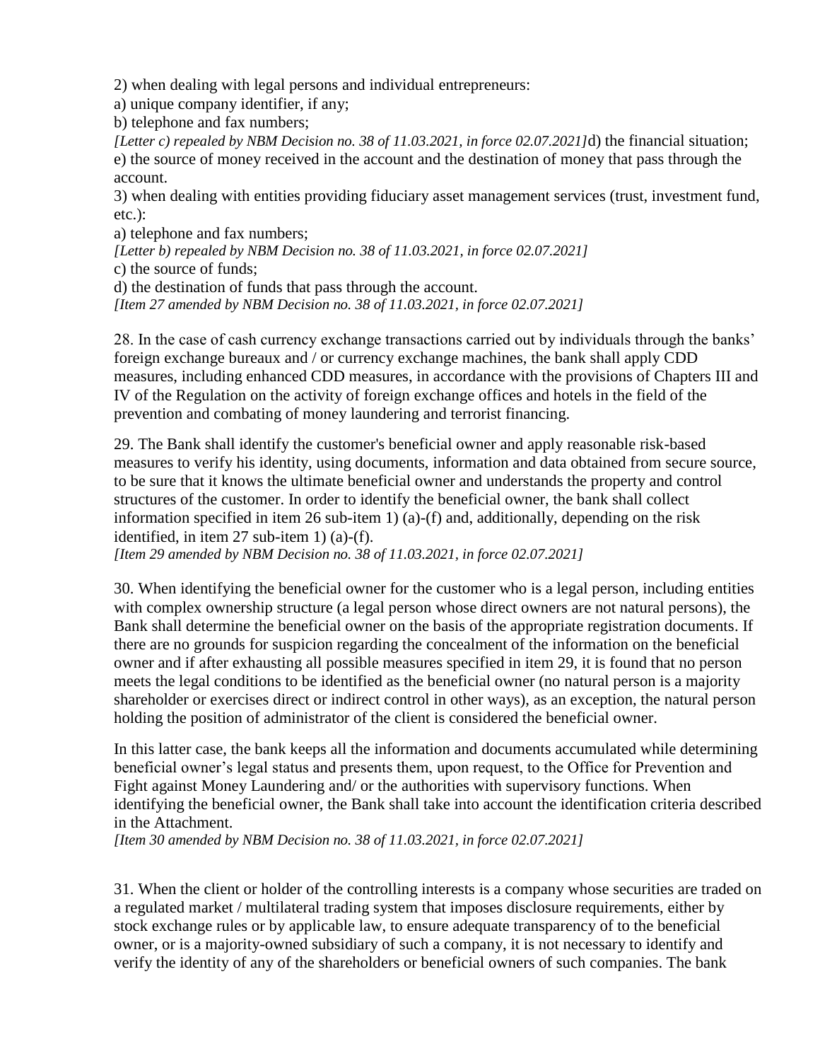2) when dealing with legal persons and individual entrepreneurs:

a) unique company identifier, if any;

b) telephone and fax numbers;

*[Letter c) repealed by NBM Decision no. 38 of 11.03.2021, in force 02.07.2021]*d) the financial situation;

e) the source of money received in the account and the destination of money that pass through the account.

3) when dealing with entities providing fiduciary asset management services (trust, investment fund, etc.):

a) telephone and fax numbers;

*[Letter b) repealed by NBM Decision no. 38 of 11.03.2021, in force 02.07.2021]*

c) the source of funds;

d) the destination of funds that pass through the account.

*[Item 27 amended by NBM Decision no. 38 of 11.03.2021, in force 02.07.2021]*

28. In the case of cash currency exchange transactions carried out by individuals through the banks' foreign exchange bureaux and / or currency exchange machines, the bank shall apply CDD measures, including enhanced CDD measures, in accordance with the provisions of Chapters III and IV of the Regulation on the activity of foreign exchange offices and hotels in the field of the prevention and combating of money laundering and terrorist financing.

29. The Bank shall identify the customer's beneficial owner and apply reasonable risk-based measures to verify his identity, using documents, information and data obtained from secure source, to be sure that it knows the ultimate beneficial owner and understands the property and control structures of the customer. In order to identify the beneficial owner, the bank shall collect information specified in item 26 sub-item 1) (a)-(f) and, additionally, depending on the risk identified, in item 27 sub-item 1) (a)-(f).

*[Item 29 amended by NBM Decision no. 38 of 11.03.2021, in force 02.07.2021]*

30. When identifying the beneficial owner for the customer who is a legal person, including entities with complex ownership structure (a legal person whose direct owners are not natural persons), the Bank shall determine the beneficial owner on the basis of the appropriate registration documents. If there are no grounds for suspicion regarding the concealment of the information on the beneficial owner and if after exhausting all possible measures specified in item 29, it is found that no person meets the legal conditions to be identified as the beneficial owner (no natural person is a majority shareholder or exercises direct or indirect control in other ways), as an exception, the natural person holding the position of administrator of the client is considered the beneficial owner.

In this latter case, the bank keeps all the information and documents accumulated while determining beneficial owner's legal status and presents them, upon request, to the Office for Prevention and Fight against Money Laundering and/ or the authorities with supervisory functions. When identifying the beneficial owner, the Bank shall take into account the identification criteria described in the Attachment.

*[Item 30 amended by NBM Decision no. 38 of 11.03.2021, in force 02.07.2021]*

31. When the client or holder of the controlling interests is a company whose securities are traded on a regulated market / multilateral trading system that imposes disclosure requirements, either by stock exchange rules or by applicable law, to ensure adequate transparency of to the beneficial owner, or is a majority-owned subsidiary of such a company, it is not necessary to identify and verify the identity of any of the shareholders or beneficial owners of such companies. The bank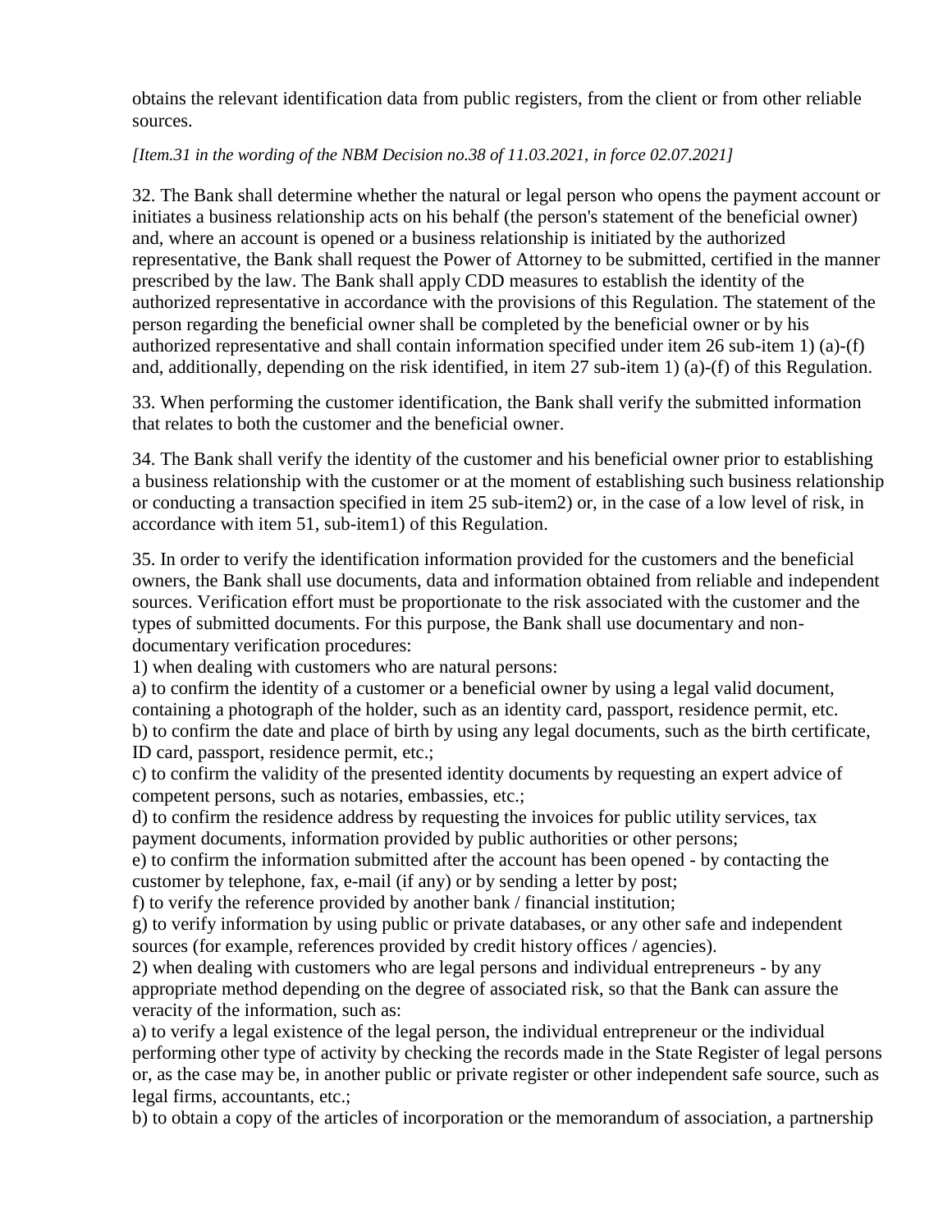obtains the relevant identification data from public registers, from the client or from other reliable sources.

*[Item.31 in the wording of the NBM Decision no.38 of 11.03.2021, in force 02.07.2021]*

32. The Bank shall determine whether the natural or legal person who opens the payment account or initiates a business relationship acts on his behalf (the person's statement of the beneficial owner) and, where an account is opened or a business relationship is initiated by the authorized representative, the Bank shall request the Power of Attorney to be submitted, certified in the manner prescribed by the law. The Bank shall apply CDD measures to establish the identity of the authorized representative in accordance with the provisions of this Regulation. The statement of the person regarding the beneficial owner shall be completed by the beneficial owner or by his authorized representative and shall contain information specified under item 26 sub-item 1) (a)-(f) and, additionally, depending on the risk identified, in item 27 sub-item 1) (a)-(f) of this Regulation.

33. When performing the customer identification, the Bank shall verify the submitted information that relates to both the customer and the beneficial owner.

34. The Bank shall verify the identity of the customer and his beneficial owner prior to establishing a business relationship with the customer or at the moment of establishing such business relationship or conducting a transaction specified in item 25 sub-item2) or, in the case of a low level of risk, in accordance with item 51, sub-item1) of this Regulation.

35. In order to verify the identification information provided for the customers and the beneficial owners, the Bank shall use documents, data and information obtained from reliable and independent sources. Verification effort must be proportionate to the risk associated with the customer and the types of submitted documents. For this purpose, the Bank shall use documentary and non-documentary verification procedures:

1) when dealing with customers who are natural persons:

a) to confirm the identity of a customer or a beneficial owner by using a legal valid document, containing a photograph of the holder, such as an identity card, passport, residence permit, etc.

b) to confirm the date and place of birth by using any legal documents, such as the birth certificate, ID card, passport, residence permit, etc.;

c) to confirm the validity of the presented identity documents by requesting an expert advice of competent persons, such as notaries, embassies, etc.;

d) to confirm the residence address by requesting the invoices for public utility services, tax payment documents, information provided by public authorities or other persons;

e) to confirm the information submitted after the account has been opened - by contacting the customer by telephone, fax, e-mail (if any) or by sending a letter by post;

f) to verify the reference provided by another bank / financial institution;

g) to verify information by using public or private databases, or any other safe and independent sources (for example, references provided by credit history offices / agencies).

2) when dealing with customers who are legal persons and individual entrepreneurs - by any appropriate method depending on the degree of associated risk, so that the Bank can assure the veracity of the information, such as:

a) to verify a legal existence of the legal person, the individual entrepreneur or the individual performing other type of activity by checking the records made in the State Register of legal persons or, as the case may be, in another public or private register or other independent safe source, such as legal firms, accountants, etc.;

b) to obtain a copy of the articles of incorporation or the memorandum of association, a partnership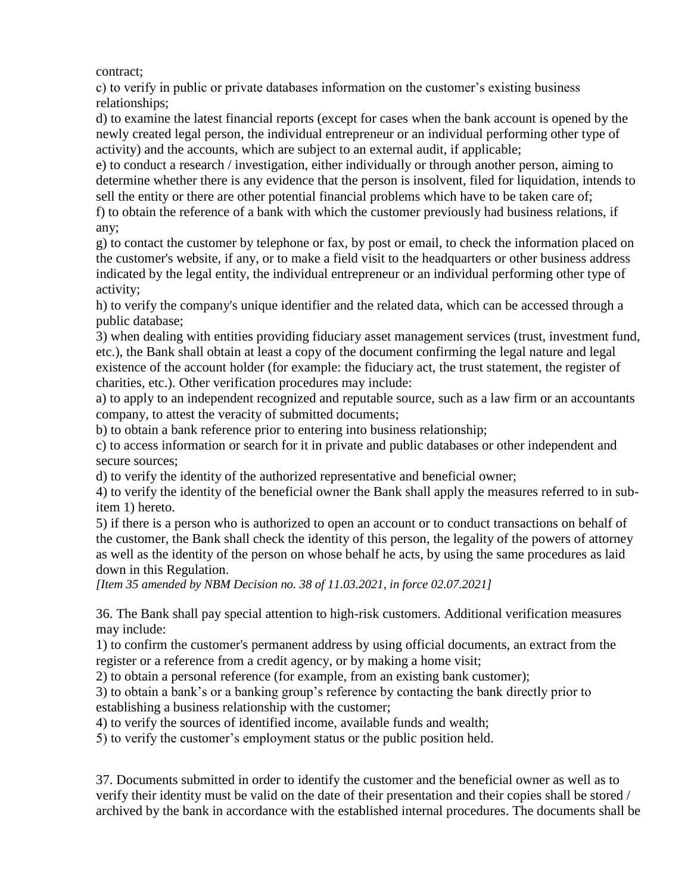contract;

c) to verify in public or private databases information on the customer's existing business relationships;

d) to examine the latest financial reports (except for cases when the bank account is opened by the newly created legal person, the individual entrepreneur or an individual performing other type of activity) and the accounts, which are subject to an external audit, if applicable;

e) to conduct a research / investigation, either individually or through another person, aiming to determine whether there is any evidence that the person is insolvent, filed for liquidation, intends to sell the entity or there are other potential financial problems which have to be taken care of;

f) to obtain the reference of a bank with which the customer previously had business relations, if any;

g) to contact the customer by telephone or fax, by post or email, to check the information placed on the customer's website, if any, or to make a field visit to the headquarters or other business address indicated by the legal entity, the individual entrepreneur or an individual performing other type of activity;

h) to verify the company's unique identifier and the related data, which can be accessed through a public database;

3) when dealing with entities providing fiduciary asset management services (trust, investment fund, etc.), the Bank shall obtain at least a copy of the document confirming the legal nature and legal existence of the account holder (for example: the fiduciary act, the trust statement, the register of charities, etc.). Other verification procedures may include:

a) to apply to an independent recognized and reputable source, such as a law firm or an accountants company, to attest the veracity of submitted documents;

b) to obtain a bank reference prior to entering into business relationship;

c) to access information or search for it in private and public databases or other independent and secure sources;

d) to verify the identity of the authorized representative and beneficial owner;

4) to verify the identity of the beneficial owner the Bank shall apply the measures referred to in sub-item 1) hereto.

5) if there is a person who is authorized to open an account or to conduct transactions on behalf of the customer, the Bank shall check the identity of this person, the legality of the powers of attorney as well as the identity of the person on whose behalf he acts, by using the same procedures as laid down in this Regulation.

*[Item 35 amended by NBM Decision no. 38 of 11.03.2021, in force 02.07.2021]*

36. The Bank shall pay special attention to high-risk customers. Additional verification measures may include:

1) to confirm the customer's permanent address by using official documents, an extract from the register or a reference from a credit agency, or by making a home visit;

2) to obtain a personal reference (for example, from an existing bank customer);

3) to obtain a bank's or a banking group's reference by contacting the bank directly prior to establishing a business relationship with the customer;

4) to verify the sources of identified income, available funds and wealth;

5) to verify the customer's employment status or the public position held.

37. Documents submitted in order to identify the customer and the beneficial owner as well as to verify their identity must be valid on the date of their presentation and their copies shall be stored / archived by the bank in accordance with the established internal procedures. The documents shall be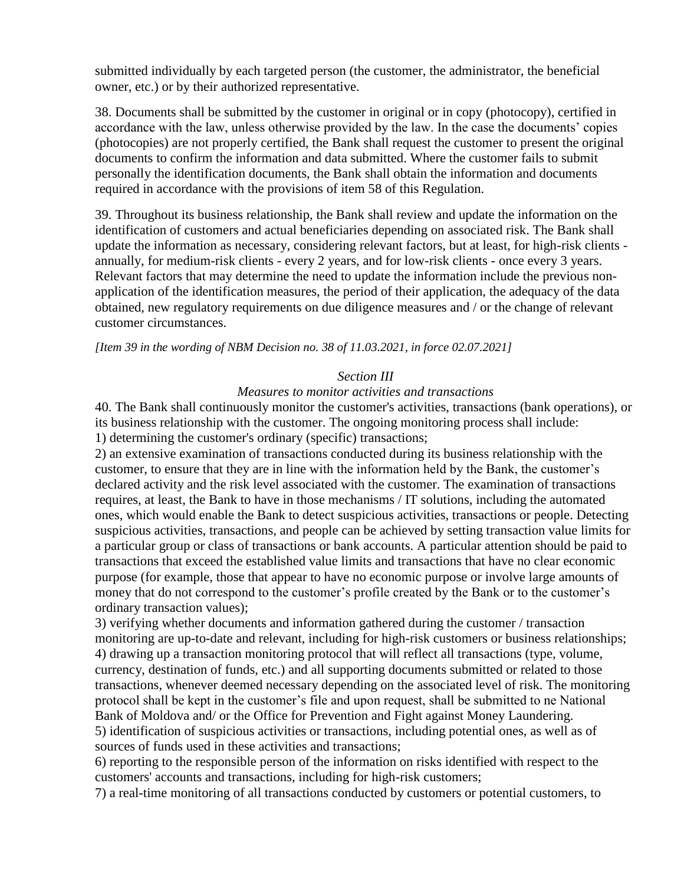submitted individually by each targeted person (the customer, the administrator, the beneficial owner, etc.) or by their authorized representative.

38. Documents shall be submitted by the customer in original or in copy (photocopy), certified in accordance with the law, unless otherwise provided by the law. In the case the documents' copies (photocopies) are not properly certified, the Bank shall request the customer to present the original documents to confirm the information and data submitted. Where the customer fails to submit personally the identification documents, the Bank shall obtain the information and documents required in accordance with the provisions of item 58 of this Regulation.

39. Throughout its business relationship, the Bank shall review and update the information on the identification of customers and actual beneficiaries depending on associated risk. The Bank shall update the information as necessary, considering relevant factors, but at least, for high-risk clients - annually, for medium-risk clients - every 2 years, and for low-risk clients - once every 3 years. Relevant factors that may determine the need to update the information include the previous non-application of the identification measures, the period of their application, the adequacy of the data obtained, new regulatory requirements on due diligence measures and / or the change of relevant customer circumstances.

*[Item 39 in the wording of NBM Decision no. 38 of 11.03.2021, in force 02.07.2021]*

### *Section III*
### *Measures to monitor activities and transactions*

40. The Bank shall continuously monitor the customer's activities, transactions (bank operations), or its business relationship with the customer. The ongoing monitoring process shall include:
1) determining the customer's ordinary (specific) transactions;
2) an extensive examination of transactions conducted during its business relationship with the customer, to ensure that they are in line with the information held by the Bank, the customer's declared activity and the risk level associated with the customer. The examination of transactions requires, at least, the Bank to have in those mechanisms / IT solutions, including the automated ones, which would enable the Bank to detect suspicious activities, transactions or people. Detecting suspicious activities, transactions, and people can be achieved by setting transaction value limits for a particular group or class of transactions or bank accounts. A particular attention should be paid to transactions that exceed the established value limits and transactions that have no clear economic purpose (for example, those that appear to have no economic purpose or involve large amounts of money that do not correspond to the customer's profile created by the Bank or to the customer's ordinary transaction values);
3) verifying whether documents and information gathered during the customer / transaction monitoring are up-to-date and relevant, including for high-risk customers or business relationships;
4) drawing up a transaction monitoring protocol that will reflect all transactions (type, volume, currency, destination of funds, etc.) and all supporting documents submitted or related to those transactions, whenever deemed necessary depending on the associated level of risk. The monitoring protocol shall be kept in the customer's file and upon request, shall be submitted to ne National Bank of Moldova and/ or the Office for Prevention and Fight against Money Laundering.
5) identification of suspicious activities or transactions, including potential ones, as well as of sources of funds used in these activities and transactions;
6) reporting to the responsible person of the information on risks identified with respect to the customers' accounts and transactions, including for high-risk customers;
7) a real-time monitoring of all transactions conducted by customers or potential customers, to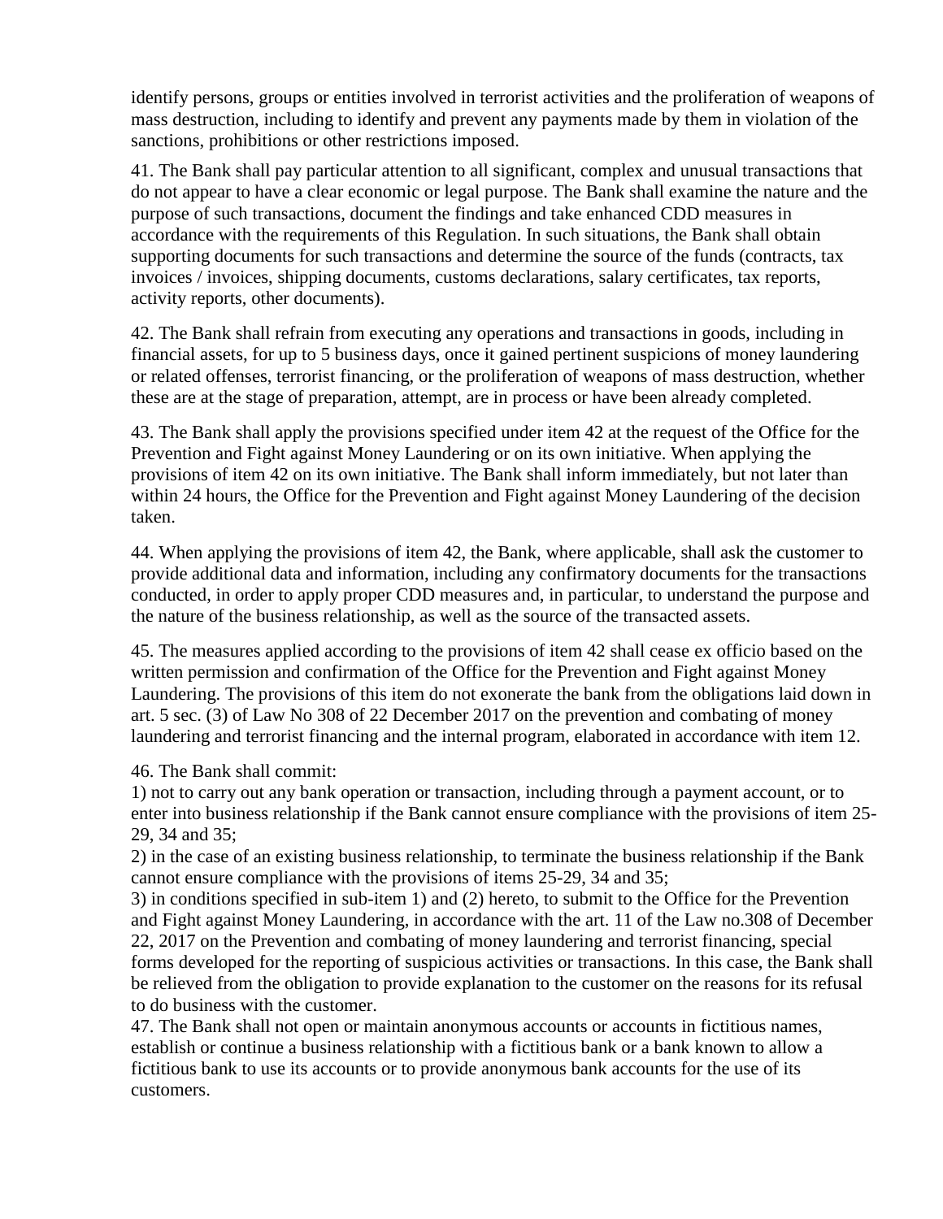identify persons, groups or entities involved in terrorist activities and the proliferation of weapons of mass destruction, including to identify and prevent any payments made by them in violation of the sanctions, prohibitions or other restrictions imposed.

41. The Bank shall pay particular attention to all significant, complex and unusual transactions that do not appear to have a clear economic or legal purpose. The Bank shall examine the nature and the purpose of such transactions, document the findings and take enhanced CDD measures in accordance with the requirements of this Regulation. In such situations, the Bank shall obtain supporting documents for such transactions and determine the source of the funds (contracts, tax invoices / invoices, shipping documents, customs declarations, salary certificates, tax reports, activity reports, other documents).

42. The Bank shall refrain from executing any operations and transactions in goods, including in financial assets, for up to 5 business days, once it gained pertinent suspicions of money laundering or related offenses, terrorist financing, or the proliferation of weapons of mass destruction, whether these are at the stage of preparation, attempt, are in process or have been already completed.

43. The Bank shall apply the provisions specified under item 42 at the request of the Office for the Prevention and Fight against Money Laundering or on its own initiative. When applying the provisions of item 42 on its own initiative. The Bank shall inform immediately, but not later than within 24 hours, the Office for the Prevention and Fight against Money Laundering of the decision taken.

44. When applying the provisions of item 42, the Bank, where applicable, shall ask the customer to provide additional data and information, including any confirmatory documents for the transactions conducted, in order to apply proper CDD measures and, in particular, to understand the purpose and the nature of the business relationship, as well as the source of the transacted assets.

45. The measures applied according to the provisions of item 42 shall cease ex officio based on the written permission and confirmation of the Office for the Prevention and Fight against Money Laundering. The provisions of this item do not exonerate the bank from the obligations laid down in art. 5 sec. (3) of Law No 308 of 22 December 2017 on the prevention and combating of money laundering and terrorist financing and the internal program, elaborated in accordance with item 12.

46. The Bank shall commit:
1) not to carry out any bank operation or transaction, including through a payment account, or to enter into business relationship if the Bank cannot ensure compliance with the provisions of item 25-29, 34 and 35;
2) in the case of an existing business relationship, to terminate the business relationship if the Bank cannot ensure compliance with the provisions of items 25-29, 34 and 35;
3) in conditions specified in sub-item 1) and (2) hereto, to submit to the Office for the Prevention and Fight against Money Laundering, in accordance with the art. 11 of the Law no.308 of December 22, 2017 on the Prevention and combating of money laundering and terrorist financing, special forms developed for the reporting of suspicious activities or transactions. In this case, the Bank shall be relieved from the obligation to provide explanation to the customer on the reasons for its refusal to do business with the customer.

47. The Bank shall not open or maintain anonymous accounts or accounts in fictitious names, establish or continue a business relationship with a fictitious bank or a bank known to allow a fictitious bank to use its accounts or to provide anonymous bank accounts for the use of its customers.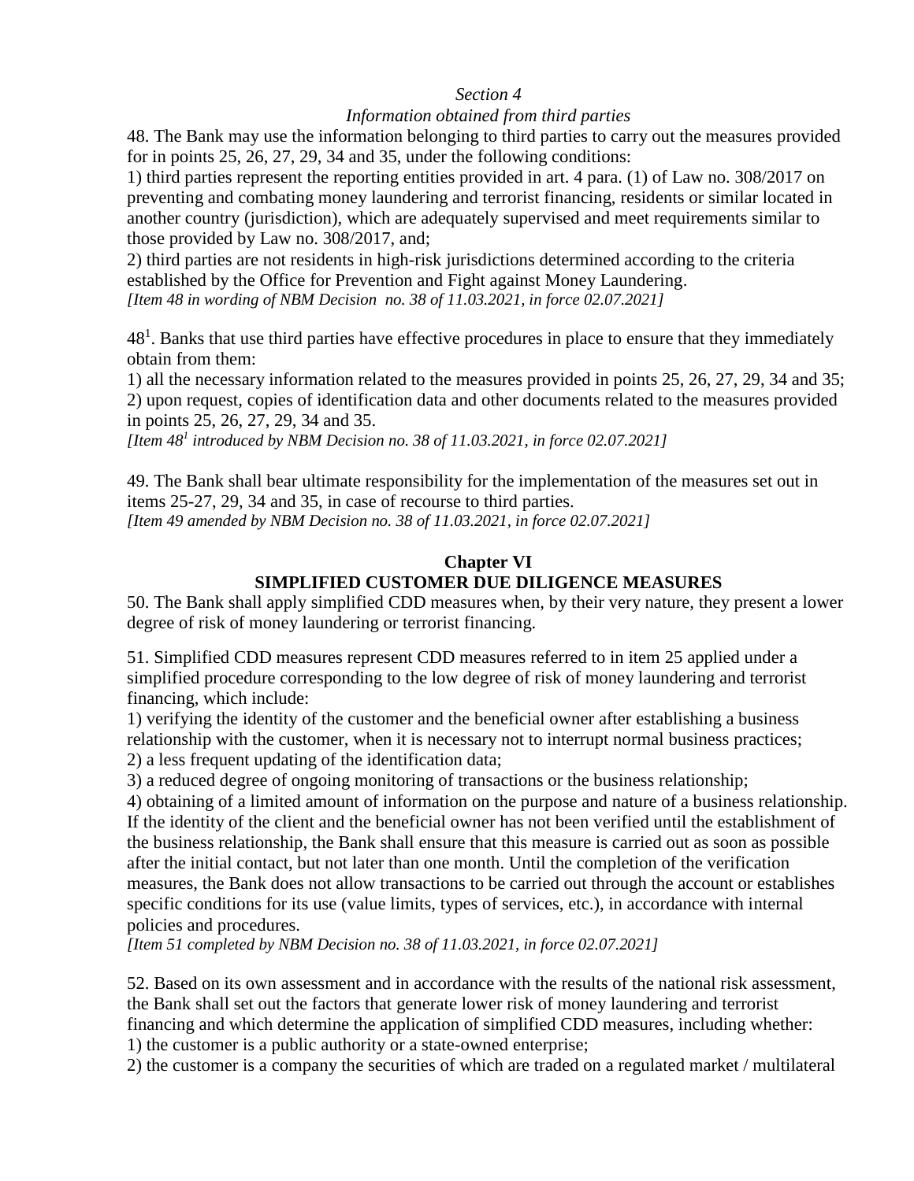*Section 4*

*Information obtained from third parties*

48. The Bank may use the information belonging to third parties to carry out the measures provided for in points 25, 26, 27, 29, 34 and 35, under the following conditions:

1) third parties represent the reporting entities provided in art. 4 para. (1) of Law no. 308/2017 on preventing and combating money laundering and terrorist financing, residents or similar located in another country (jurisdiction), which are adequately supervised and meet requirements similar to those provided by Law no. 308/2017, and;

2) third parties are not residents in high-risk jurisdictions determined according to the criteria established by the Office for Prevention and Fight against Money Laundering.

*[Item 48 in wording of NBM Decision no. 38 of 11.03.2021, in force 02.07.2021]*

48[1]. Banks that use third parties have effective procedures in place to ensure that they immediately obtain from them:

1) all the necessary information related to the measures provided in points 25, 26, 27, 29, 34 and 35;

2) upon request, copies of identification data and other documents related to the measures provided in points 25, 26, 27, 29, 34 and 35.

*[Item 48[1] introduced by NBM Decision no. 38 of 11.03.2021, in force 02.07.2021]*

49. The Bank shall bear ultimate responsibility for the implementation of the measures set out in items 25-27, 29, 34 and 35, in case of recourse to third parties.

*[Item 49 amended by NBM Decision no. 38 of 11.03.2021, in force 02.07.2021]*

## Chapter VI
## SIMPLIFIED CUSTOMER DUE DILIGENCE MEASURES

50. The Bank shall apply simplified CDD measures when, by their very nature, they present a lower degree of risk of money laundering or terrorist financing.

51. Simplified CDD measures represent CDD measures referred to in item 25 applied under a simplified procedure corresponding to the low degree of risk of money laundering and terrorist financing, which include:

1) verifying the identity of the customer and the beneficial owner after establishing a business relationship with the customer, when it is necessary not to interrupt normal business practices;

2) a less frequent updating of the identification data;

3) a reduced degree of ongoing monitoring of transactions or the business relationship;

4) obtaining of a limited amount of information on the purpose and nature of a business relationship.

If the identity of the client and the beneficial owner has not been verified until the establishment of the business relationship, the Bank shall ensure that this measure is carried out as soon as possible after the initial contact, but not later than one month. Until the completion of the verification measures, the Bank does not allow transactions to be carried out through the account or establishes specific conditions for its use (value limits, types of services, etc.), in accordance with internal policies and procedures.

*[Item 51 completed by NBM Decision no. 38 of 11.03.2021, in force 02.07.2021]*

52. Based on its own assessment and in accordance with the results of the national risk assessment, the Bank shall set out the factors that generate lower risk of money laundering and terrorist financing and which determine the application of simplified CDD measures, including whether:

1) the customer is a public authority or a state-owned enterprise;

2) the customer is a company the securities of which are traded on a regulated market / multilateral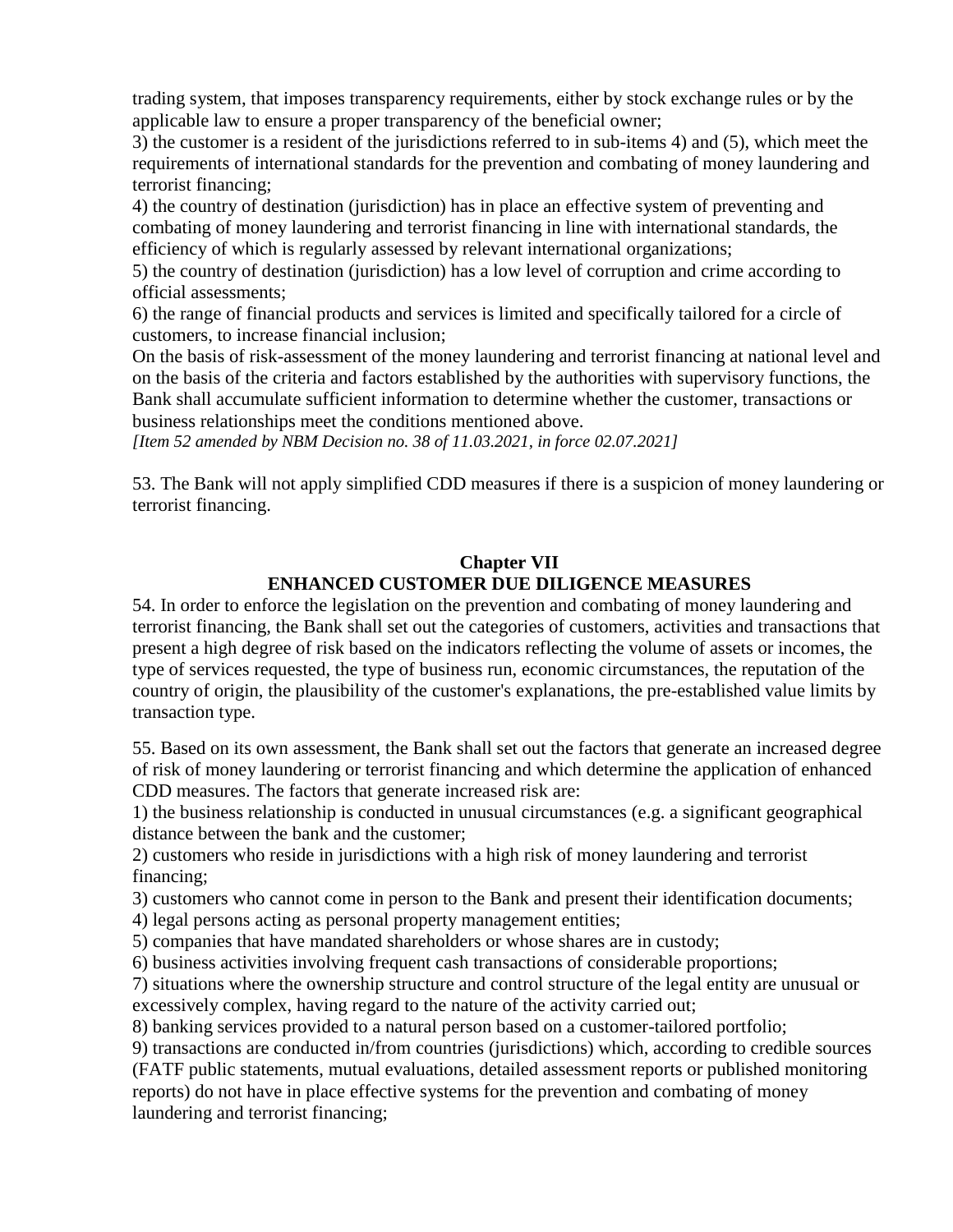trading system, that imposes transparency requirements, either by stock exchange rules or by the applicable law to ensure a proper transparency of the beneficial owner;

3) the customer is a resident of the jurisdictions referred to in sub-items 4) and (5), which meet the requirements of international standards for the prevention and combating of money laundering and terrorist financing;

4) the country of destination (jurisdiction) has in place an effective system of preventing and combating of money laundering and terrorist financing in line with international standards, the efficiency of which is regularly assessed by relevant international organizations;

5) the country of destination (jurisdiction) has a low level of corruption and crime according to official assessments;

6) the range of financial products and services is limited and specifically tailored for a circle of customers, to increase financial inclusion;

On the basis of risk-assessment of the money laundering and terrorist financing at national level and on the basis of the criteria and factors established by the authorities with supervisory functions, the Bank shall accumulate sufficient information to determine whether the customer, transactions or business relationships meet the conditions mentioned above.

*[Item 52 amended by NBM Decision no. 38 of 11.03.2021, in force 02.07.2021]*

53. The Bank will not apply simplified CDD measures if there is a suspicion of money laundering or terrorist financing.

## Chapter VII
## ENHANCED CUSTOMER DUE DILIGENCE MEASURES

54. In order to enforce the legislation on the prevention and combating of money laundering and terrorist financing, the Bank shall set out the categories of customers, activities and transactions that present a high degree of risk based on the indicators reflecting the volume of assets or incomes, the type of services requested, the type of business run, economic circumstances, the reputation of the country of origin, the plausibility of the customer's explanations, the pre-established value limits by transaction type.

55. Based on its own assessment, the Bank shall set out the factors that generate an increased degree of risk of money laundering or terrorist financing and which determine the application of enhanced CDD measures. The factors that generate increased risk are:

1) the business relationship is conducted in unusual circumstances (e.g. a significant geographical distance between the bank and the customer;

2) customers who reside in jurisdictions with a high risk of money laundering and terrorist financing;

3) customers who cannot come in person to the Bank and present their identification documents;

4) legal persons acting as personal property management entities;

5) companies that have mandated shareholders or whose shares are in custody;

6) business activities involving frequent cash transactions of considerable proportions;

7) situations where the ownership structure and control structure of the legal entity are unusual or excessively complex, having regard to the nature of the activity carried out;

8) banking services provided to a natural person based on a customer-tailored portfolio;

9) transactions are conducted in/from countries (jurisdictions) which, according to credible sources (FATF public statements, mutual evaluations, detailed assessment reports or published monitoring reports) do not have in place effective systems for the prevention and combating of money laundering and terrorist financing;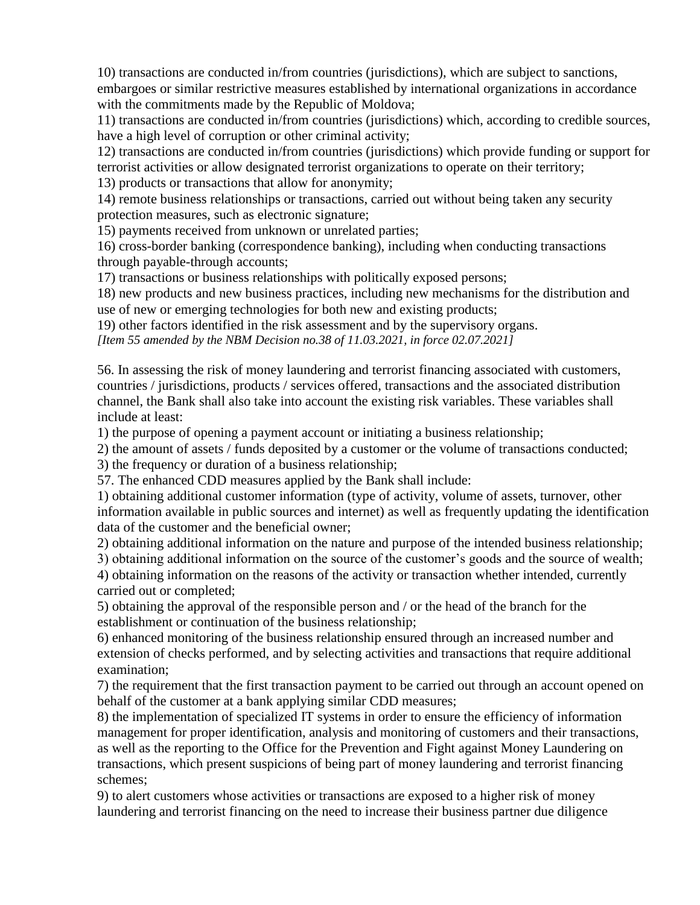10) transactions are conducted in/from countries (jurisdictions), which are subject to sanctions, embargoes or similar restrictive measures established by international organizations in accordance with the commitments made by the Republic of Moldova;

11) transactions are conducted in/from countries (jurisdictions) which, according to credible sources, have a high level of corruption or other criminal activity;

12) transactions are conducted in/from countries (jurisdictions) which provide funding or support for terrorist activities or allow designated terrorist organizations to operate on their territory;

13) products or transactions that allow for anonymity;

14) remote business relationships or transactions, carried out without being taken any security protection measures, such as electronic signature;

15) payments received from unknown or unrelated parties;

16) cross-border banking (correspondence banking), including when conducting transactions through payable-through accounts;

17) transactions or business relationships with politically exposed persons;

18) new products and new business practices, including new mechanisms for the distribution and use of new or emerging technologies for both new and existing products;

19) other factors identified in the risk assessment and by the supervisory organs.

*[Item 55 amended by the NBM Decision no.38 of 11.03.2021, in force 02.07.2021]*

56. In assessing the risk of money laundering and terrorist financing associated with customers, countries / jurisdictions, products / services offered, transactions and the associated distribution channel, the Bank shall also take into account the existing risk variables. These variables shall include at least:

1) the purpose of opening a payment account or initiating a business relationship;

2) the amount of assets / funds deposited by a customer or the volume of transactions conducted;

3) the frequency or duration of a business relationship;

57. The enhanced CDD measures applied by the Bank shall include:

1) obtaining additional customer information (type of activity, volume of assets, turnover, other information available in public sources and internet) as well as frequently updating the identification data of the customer and the beneficial owner;

2) obtaining additional information on the nature and purpose of the intended business relationship;

3) obtaining additional information on the source of the customer's goods and the source of wealth;

4) obtaining information on the reasons of the activity or transaction whether intended, currently carried out or completed;

5) obtaining the approval of the responsible person and / or the head of the branch for the establishment or continuation of the business relationship;

6) enhanced monitoring of the business relationship ensured through an increased number and extension of checks performed, and by selecting activities and transactions that require additional examination;

7) the requirement that the first transaction payment to be carried out through an account opened on behalf of the customer at a bank applying similar CDD measures;

8) the implementation of specialized IT systems in order to ensure the efficiency of information management for proper identification, analysis and monitoring of customers and their transactions, as well as the reporting to the Office for the Prevention and Fight against Money Laundering on transactions, which present suspicions of being part of money laundering and terrorist financing schemes;

9) to alert customers whose activities or transactions are exposed to a higher risk of money laundering and terrorist financing on the need to increase their business partner due diligence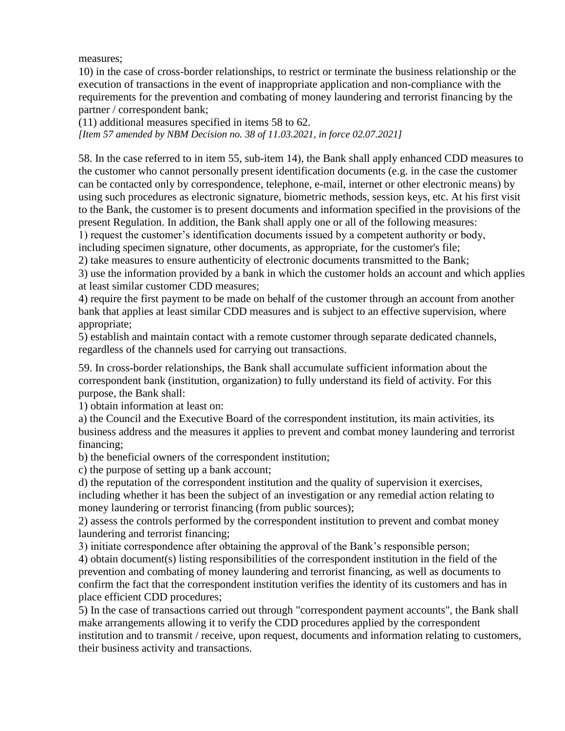measures;

10) in the case of cross-border relationships, to restrict or terminate the business relationship or the execution of transactions in the event of inappropriate application and non-compliance with the requirements for the prevention and combating of money laundering and terrorist financing by the partner / correspondent bank;

(11) additional measures specified in items 58 to 62.

*[Item 57 amended by NBM Decision no. 38 of 11.03.2021, in force 02.07.2021]*

58. In the case referred to in item 55, sub-item 14), the Bank shall apply enhanced CDD measures to the customer who cannot personally present identification documents (e.g. in the case the customer can be contacted only by correspondence, telephone, e-mail, internet or other electronic means) by using such procedures as electronic signature, biometric methods, session keys, etc. At his first visit to the Bank, the customer is to present documents and information specified in the provisions of the present Regulation. In addition, the Bank shall apply one or all of the following measures:

1) request the customer's identification documents issued by a competent authority or body, including specimen signature, other documents, as appropriate, for the customer's file;

2) take measures to ensure authenticity of electronic documents transmitted to the Bank;

3) use the information provided by a bank in which the customer holds an account and which applies at least similar customer CDD measures;

4) require the first payment to be made on behalf of the customer through an account from another bank that applies at least similar CDD measures and is subject to an effective supervision, where appropriate;

5) establish and maintain contact with a remote customer through separate dedicated channels, regardless of the channels used for carrying out transactions.

59. In cross-border relationships, the Bank shall accumulate sufficient information about the correspondent bank (institution, organization) to fully understand its field of activity. For this purpose, the Bank shall:

1) obtain information at least on:

a) the Council and the Executive Board of the correspondent institution, its main activities, its business address and the measures it applies to prevent and combat money laundering and terrorist financing;

b) the beneficial owners of the correspondent institution;

c) the purpose of setting up a bank account;

d) the reputation of the correspondent institution and the quality of supervision it exercises, including whether it has been the subject of an investigation or any remedial action relating to money laundering or terrorist financing (from public sources);

2) assess the controls performed by the correspondent institution to prevent and combat money laundering and terrorist financing;

3) initiate correspondence after obtaining the approval of the Bank's responsible person;

4) obtain document(s) listing responsibilities of the correspondent institution in the field of the prevention and combating of money laundering and terrorist financing, as well as documents to confirm the fact that the correspondent institution verifies the identity of its customers and has in place efficient CDD procedures;

5) In the case of transactions carried out through "correspondent payment accounts", the Bank shall make arrangements allowing it to verify the CDD procedures applied by the correspondent institution and to transmit / receive, upon request, documents and information relating to customers, their business activity and transactions.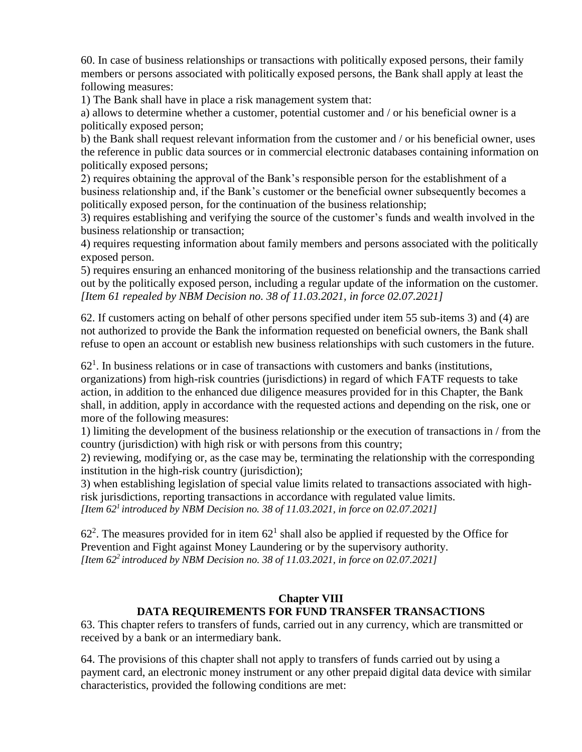60. In case of business relationships or transactions with politically exposed persons, their family members or persons associated with politically exposed persons, the Bank shall apply at least the following measures:

1) The Bank shall have in place a risk management system that:

a) allows to determine whether a customer, potential customer and / or his beneficial owner is a politically exposed person;

b) the Bank shall request relevant information from the customer and / or his beneficial owner, uses the reference in public data sources or in commercial electronic databases containing information on politically exposed persons;

2) requires obtaining the approval of the Bank's responsible person for the establishment of a business relationship and, if the Bank's customer or the beneficial owner subsequently becomes a politically exposed person, for the continuation of the business relationship;

3) requires establishing and verifying the source of the customer's funds and wealth involved in the business relationship or transaction;

4) requires requesting information about family members and persons associated with the politically exposed person.

5) requires ensuring an enhanced monitoring of the business relationship and the transactions carried out by the politically exposed person, including a regular update of the information on the customer.

*[Item 61 repealed by NBM Decision no. 38 of 11.03.2021, in force 02.07.2021]*

62. If customers acting on behalf of other persons specified under item 55 sub-items 3) and (4) are not authorized to provide the Bank the information requested on beneficial owners, the Bank shall refuse to open an account or establish new business relationships with such customers in the future.

$62^1$. In business relations or in case of transactions with customers and banks (institutions, organizations) from high-risk countries (jurisdictions) in regard of which FATF requests to take action, in addition to the enhanced due diligence measures provided for in this Chapter, the Bank shall, in addition, apply in accordance with the requested actions and depending on the risk, one or more of the following measures:

1) limiting the development of the business relationship or the execution of transactions in / from the country (jurisdiction) with high risk or with persons from this country;

2) reviewing, modifying or, as the case may be, terminating the relationship with the corresponding institution in the high-risk country (jurisdiction);

3) when establishing legislation of special value limits related to transactions associated with high-risk jurisdictions, reporting transactions in accordance with regulated value limits.

*[Item $62^1$ introduced by NBM Decision no. 38 of 11.03.2021, in force on 02.07.2021]*

$62^2$. The measures provided for in item $62^1$ shall also be applied if requested by the Office for Prevention and Fight against Money Laundering or by the supervisory authority.

*[Item $62^2$ introduced by NBM Decision no. 38 of 11.03.2021, in force on 02.07.2021]*

## Chapter VIII
## DATA REQUIREMENTS FOR FUND TRANSFER TRANSACTIONS

63. This chapter refers to transfers of funds, carried out in any currency, which are transmitted or received by a bank or an intermediary bank.

64. The provisions of this chapter shall not apply to transfers of funds carried out by using a payment card, an electronic money instrument or any other prepaid digital data device with similar characteristics, provided the following conditions are met: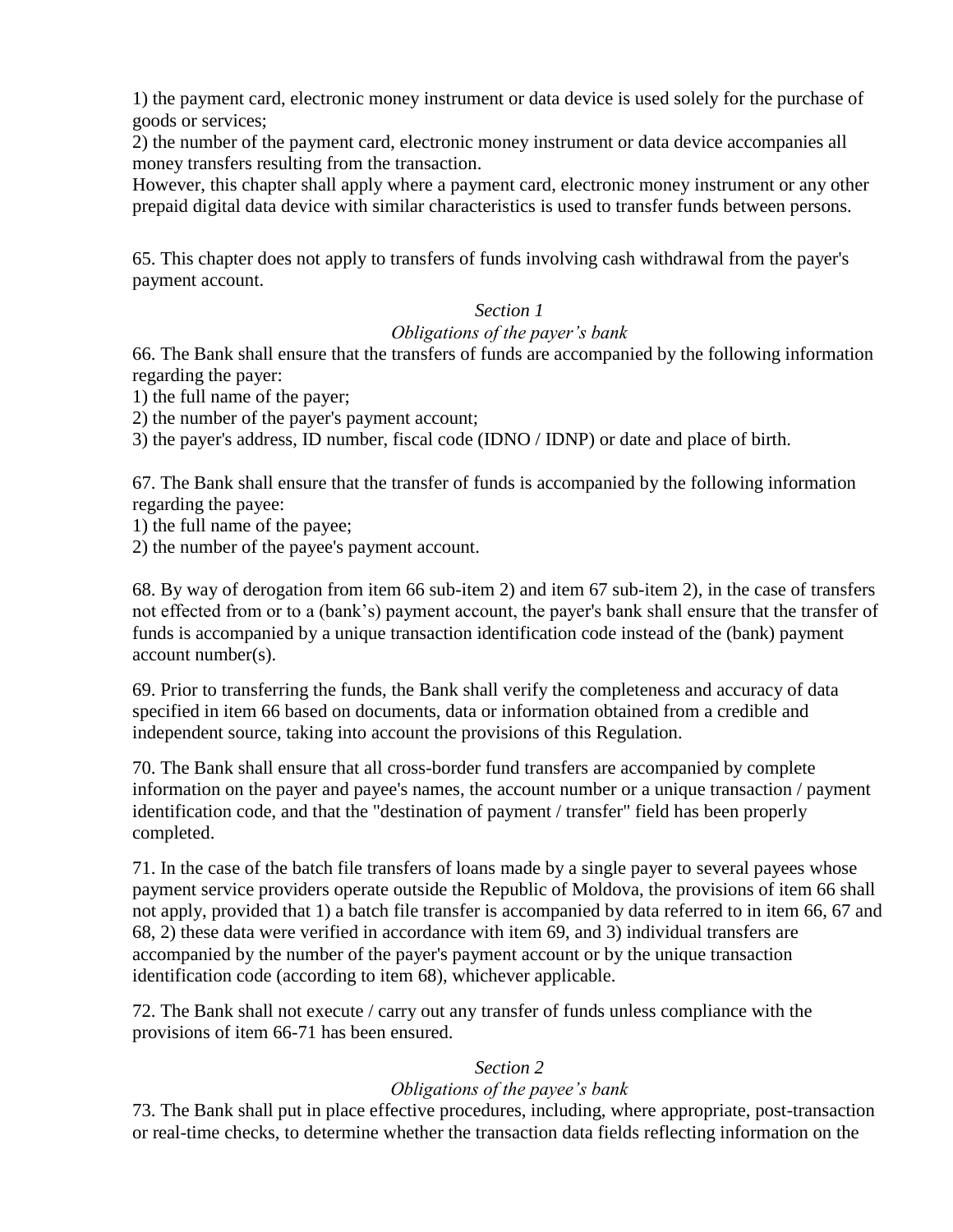1) the payment card, electronic money instrument or data device is used solely for the purchase of goods or services;

2) the number of the payment card, electronic money instrument or data device accompanies all money transfers resulting from the transaction.

However, this chapter shall apply where a payment card, electronic money instrument or any other prepaid digital data device with similar characteristics is used to transfer funds between persons.

65. This chapter does not apply to transfers of funds involving cash withdrawal from the payer's payment account.

### *Section 1*
### *Obligations of the payer's bank*

66. The Bank shall ensure that the transfers of funds are accompanied by the following information regarding the payer:

1) the full name of the payer;
2) the number of the payer's payment account;
3) the payer's address, ID number, fiscal code (IDNO / IDNP) or date and place of birth.

67. The Bank shall ensure that the transfer of funds is accompanied by the following information regarding the payee:

1) the full name of the payee;
2) the number of the payee's payment account.

68. By way of derogation from item 66 sub-item 2) and item 67 sub-item 2), in the case of transfers not effected from or to a (bank's) payment account, the payer's bank shall ensure that the transfer of funds is accompanied by a unique transaction identification code instead of the (bank) payment account number(s).

69. Prior to transferring the funds, the Bank shall verify the completeness and accuracy of data specified in item 66 based on documents, data or information obtained from a credible and independent source, taking into account the provisions of this Regulation.

70. The Bank shall ensure that all cross-border fund transfers are accompanied by complete information on the payer and payee's names, the account number or a unique transaction / payment identification code, and that the "destination of payment / transfer" field has been properly completed.

71. In the case of the batch file transfers of loans made by a single payer to several payees whose payment service providers operate outside the Republic of Moldova, the provisions of item 66 shall not apply, provided that 1) a batch file transfer is accompanied by data referred to in item 66, 67 and 68, 2) these data were verified in accordance with item 69, and 3) individual transfers are accompanied by the number of the payer's payment account or by the unique transaction identification code (according to item 68), whichever applicable.

72. The Bank shall not execute / carry out any transfer of funds unless compliance with the provisions of item 66-71 has been ensured.

### *Section 2*
### *Obligations of the payee's bank*

73. The Bank shall put in place effective procedures, including, where appropriate, post-transaction or real-time checks, to determine whether the transaction data fields reflecting information on the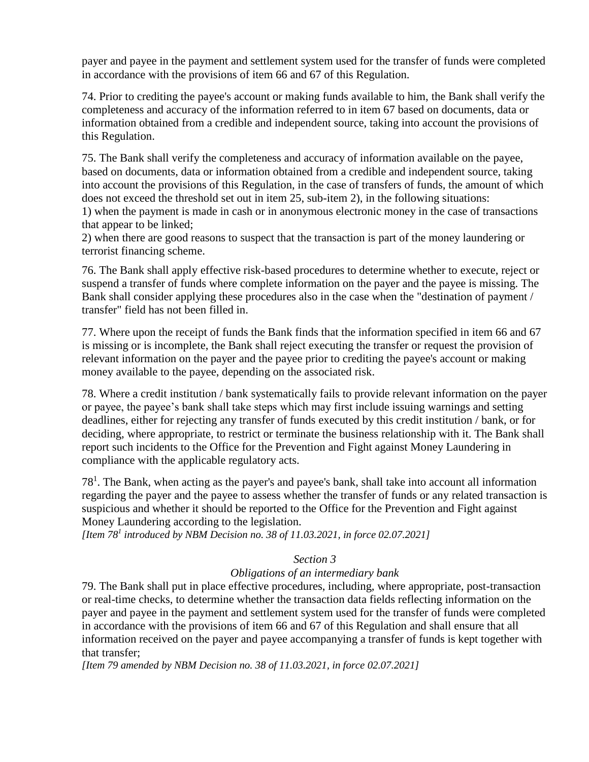payer and payee in the payment and settlement system used for the transfer of funds were completed in accordance with the provisions of item 66 and 67 of this Regulation.

74. Prior to crediting the payee's account or making funds available to him, the Bank shall verify the completeness and accuracy of the information referred to in item 67 based on documents, data or information obtained from a credible and independent source, taking into account the provisions of this Regulation.

75. The Bank shall verify the completeness and accuracy of information available on the payee, based on documents, data or information obtained from a credible and independent source, taking into account the provisions of this Regulation, in the case of transfers of funds, the amount of which does not exceed the threshold set out in item 25, sub-item 2), in the following situations:
1) when the payment is made in cash or in anonymous electronic money in the case of transactions that appear to be linked;
2) when there are good reasons to suspect that the transaction is part of the money laundering or terrorist financing scheme.

76. The Bank shall apply effective risk-based procedures to determine whether to execute, reject or suspend a transfer of funds where complete information on the payer and the payee is missing. The Bank shall consider applying these procedures also in the case when the "destination of payment / transfer" field has not been filled in.

77. Where upon the receipt of funds the Bank finds that the information specified in item 66 and 67 is missing or is incomplete, the Bank shall reject executing the transfer or request the provision of relevant information on the payer and the payee prior to crediting the payee's account or making money available to the payee, depending on the associated risk.

78. Where a credit institution / bank systematically fails to provide relevant information on the payer or payee, the payee's bank shall take steps which may first include issuing warnings and setting deadlines, either for rejecting any transfer of funds executed by this credit institution / bank, or for deciding, where appropriate, to restrict or terminate the business relationship with it. The Bank shall report such incidents to the Office for the Prevention and Fight against Money Laundering in compliance with the applicable regulatory acts.

78[1]. The Bank, when acting as the payer's and payee's bank, shall take into account all information regarding the payer and the payee to assess whether the transfer of funds or any related transaction is suspicious and whether it should be reported to the Office for the Prevention and Fight against Money Laundering according to the legislation.
*[Item 78[1] introduced by NBM Decision no. 38 of 11.03.2021, in force 02.07.2021]*

*Section 3*

*Obligations of an intermediary bank*

79. The Bank shall put in place effective procedures, including, where appropriate, post-transaction or real-time checks, to determine whether the transaction data fields reflecting information on the payer and payee in the payment and settlement system used for the transfer of funds were completed in accordance with the provisions of item 66 and 67 of this Regulation and shall ensure that all information received on the payer and payee accompanying a transfer of funds is kept together with that transfer;
*[Item 79 amended by NBM Decision no. 38 of 11.03.2021, in force 02.07.2021]*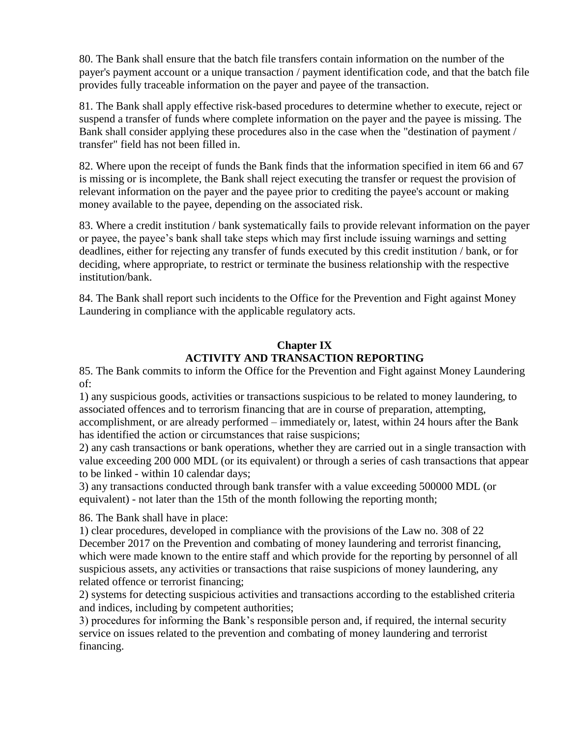80. The Bank shall ensure that the batch file transfers contain information on the number of the payer's payment account or a unique transaction / payment identification code, and that the batch file provides fully traceable information on the payer and payee of the transaction.

81. The Bank shall apply effective risk-based procedures to determine whether to execute, reject or suspend a transfer of funds where complete information on the payer and the payee is missing. The Bank shall consider applying these procedures also in the case when the "destination of payment / transfer" field has not been filled in.

82. Where upon the receipt of funds the Bank finds that the information specified in item 66 and 67 is missing or is incomplete, the Bank shall reject executing the transfer or request the provision of relevant information on the payer and the payee prior to crediting the payee's account or making money available to the payee, depending on the associated risk.

83. Where a credit institution / bank systematically fails to provide relevant information on the payer or payee, the payee's bank shall take steps which may first include issuing warnings and setting deadlines, either for rejecting any transfer of funds executed by this credit institution / bank, or for deciding, where appropriate, to restrict or terminate the business relationship with the respective institution/bank.

84. The Bank shall report such incidents to the Office for the Prevention and Fight against Money Laundering in compliance with the applicable regulatory acts.

## Chapter IX
## ACTIVITY AND TRANSACTION REPORTING

85. The Bank commits to inform the Office for the Prevention and Fight against Money Laundering of:
1) any suspicious goods, activities or transactions suspicious to be related to money laundering, to associated offences and to terrorism financing that are in course of preparation, attempting, accomplishment, or are already performed – immediately or, latest, within 24 hours after the Bank has identified the action or circumstances that raise suspicions;
2) any cash transactions or bank operations, whether they are carried out in a single transaction with value exceeding 200 000 MDL (or its equivalent) or through a series of cash transactions that appear to be linked - within 10 calendar days;
3) any transactions conducted through bank transfer with a value exceeding 500000 MDL (or equivalent) - not later than the 15th of the month following the reporting month;

86. The Bank shall have in place:
1) clear procedures, developed in compliance with the provisions of the Law no. 308 of 22 December 2017 on the Prevention and combating of money laundering and terrorist financing, which were made known to the entire staff and which provide for the reporting by personnel of all suspicious assets, any activities or transactions that raise suspicions of money laundering, any related offence or terrorist financing;
2) systems for detecting suspicious activities and transactions according to the established criteria and indices, including by competent authorities;
3) procedures for informing the Bank's responsible person and, if required, the internal security service on issues related to the prevention and combating of money laundering and terrorist financing.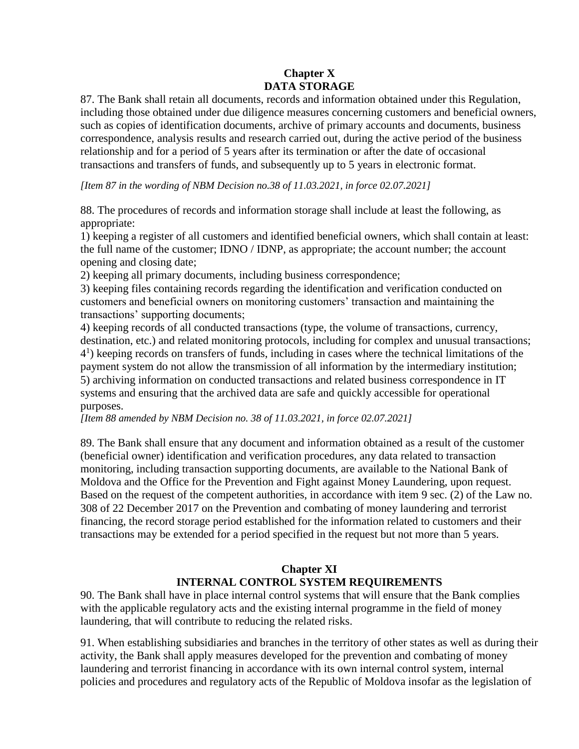## Chapter X
## DATA STORAGE

87. The Bank shall retain all documents, records and information obtained under this Regulation, including those obtained under due diligence measures concerning customers and beneficial owners, such as copies of identification documents, archive of primary accounts and documents, business correspondence, analysis results and research carried out, during the active period of the business relationship and for a period of 5 years after its termination or after the date of occasional transactions and transfers of funds, and subsequently up to 5 years in electronic format.

*[Item 87 in the wording of NBM Decision no.38 of 11.03.2021, in force 02.07.2021]*

88. The procedures of records and information storage shall include at least the following, as appropriate:

1) keeping a register of all customers and identified beneficial owners, which shall contain at least: the full name of the customer; IDNO / IDNP, as appropriate; the account number; the account opening and closing date;
2) keeping all primary documents, including business correspondence;
3) keeping files containing records regarding the identification and verification conducted on customers and beneficial owners on monitoring customers' transaction and maintaining the transactions' supporting documents;
4) keeping records of all conducted transactions (type, the volume of transactions, currency, destination, etc.) and related monitoring protocols, including for complex and unusual transactions;
4[1]) keeping records on transfers of funds, including in cases where the technical limitations of the payment system do not allow the transmission of all information by the intermediary institution;
5) archiving information on conducted transactions and related business correspondence in IT systems and ensuring that the archived data are safe and quickly accessible for operational purposes.

*[Item 88 amended by NBM Decision no. 38 of 11.03.2021, in force 02.07.2021]*

89. The Bank shall ensure that any document and information obtained as a result of the customer (beneficial owner) identification and verification procedures, any data related to transaction monitoring, including transaction supporting documents, are available to the National Bank of Moldova and the Office for the Prevention and Fight against Money Laundering, upon request. Based on the request of the competent authorities, in accordance with item 9 sec. (2) of the Law no. 308 of 22 December 2017 on the Prevention and combating of money laundering and terrorist financing, the record storage period established for the information related to customers and their transactions may be extended for a period specified in the request but not more than 5 years.

## Chapter XI
## INTERNAL CONTROL SYSTEM REQUIREMENTS

90. The Bank shall have in place internal control systems that will ensure that the Bank complies with the applicable regulatory acts and the existing internal programme in the field of money laundering, that will contribute to reducing the related risks.

91. When establishing subsidiaries and branches in the territory of other states as well as during their activity, the Bank shall apply measures developed for the prevention and combating of money laundering and terrorist financing in accordance with its own internal control system, internal policies and procedures and regulatory acts of the Republic of Moldova insofar as the legislation of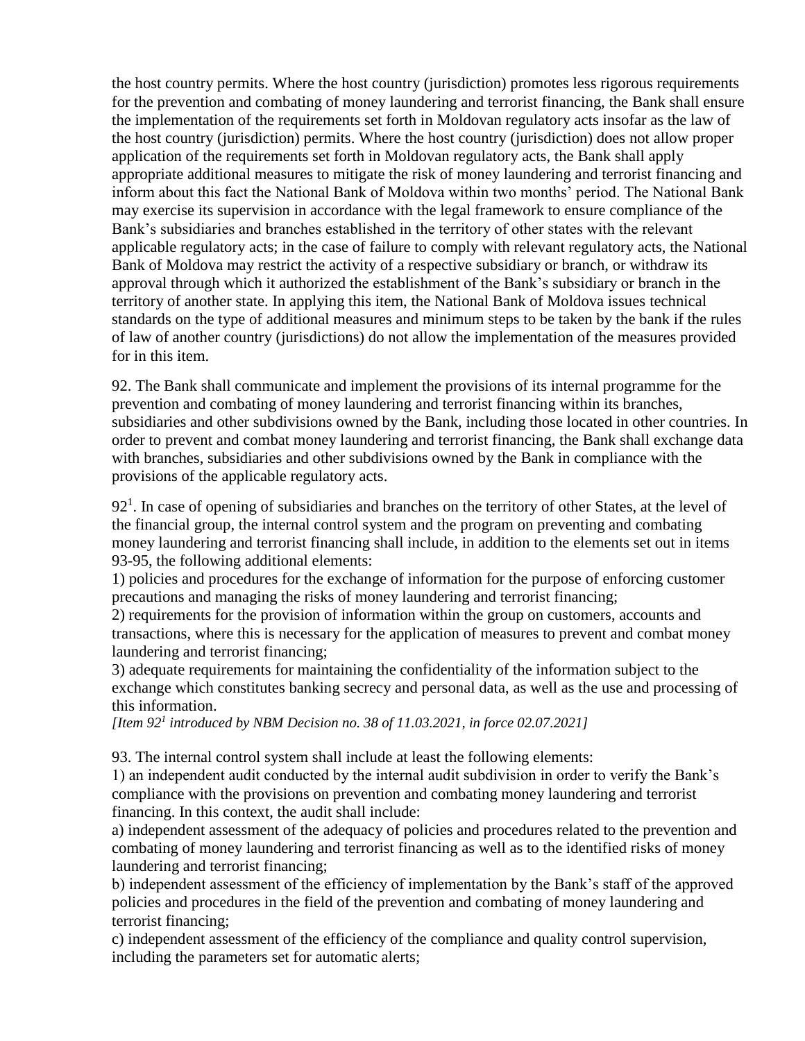the host country permits. Where the host country (jurisdiction) promotes less rigorous requirements for the prevention and combating of money laundering and terrorist financing, the Bank shall ensure the implementation of the requirements set forth in Moldovan regulatory acts insofar as the law of the host country (jurisdiction) permits. Where the host country (jurisdiction) does not allow proper application of the requirements set forth in Moldovan regulatory acts, the Bank shall apply appropriate additional measures to mitigate the risk of money laundering and terrorist financing and inform about this fact the National Bank of Moldova within two months' period. The National Bank may exercise its supervision in accordance with the legal framework to ensure compliance of the Bank's subsidiaries and branches established in the territory of other states with the relevant applicable regulatory acts; in the case of failure to comply with relevant regulatory acts, the National Bank of Moldova may restrict the activity of a respective subsidiary or branch, or withdraw its approval through which it authorized the establishment of the Bank's subsidiary or branch in the territory of another state. In applying this item, the National Bank of Moldova issues technical standards on the type of additional measures and minimum steps to be taken by the bank if the rules of law of another country (jurisdictions) do not allow the implementation of the measures provided for in this item.

92. The Bank shall communicate and implement the provisions of its internal programme for the prevention and combating of money laundering and terrorist financing within its branches, subsidiaries and other subdivisions owned by the Bank, including those located in other countries. In order to prevent and combat money laundering and terrorist financing, the Bank shall exchange data with branches, subsidiaries and other subdivisions owned by the Bank in compliance with the provisions of the applicable regulatory acts.

92[1]. In case of opening of subsidiaries and branches on the territory of other States, at the level of the financial group, the internal control system and the program on preventing and combating money laundering and terrorist financing shall include, in addition to the elements set out in items 93-95, the following additional elements:
1) policies and procedures for the exchange of information for the purpose of enforcing customer precautions and managing the risks of money laundering and terrorist financing;
2) requirements for the provision of information within the group on customers, accounts and transactions, where this is necessary for the application of measures to prevent and combat money laundering and terrorist financing;
3) adequate requirements for maintaining the confidentiality of the information subject to the exchange which constitutes banking secrecy and personal data, as well as the use and processing of this information.
*[Item 92[1] introduced by NBM Decision no. 38 of 11.03.2021, in force 02.07.2021]*

93. The internal control system shall include at least the following elements:
1) an independent audit conducted by the internal audit subdivision in order to verify the Bank's compliance with the provisions on prevention and combating money laundering and terrorist financing. In this context, the audit shall include:
a) independent assessment of the adequacy of policies and procedures related to the prevention and combating of money laundering and terrorist financing as well as to the identified risks of money laundering and terrorist financing;
b) independent assessment of the efficiency of implementation by the Bank's staff of the approved policies and procedures in the field of the prevention and combating of money laundering and terrorist financing;
c) independent assessment of the efficiency of the compliance and quality control supervision, including the parameters set for automatic alerts;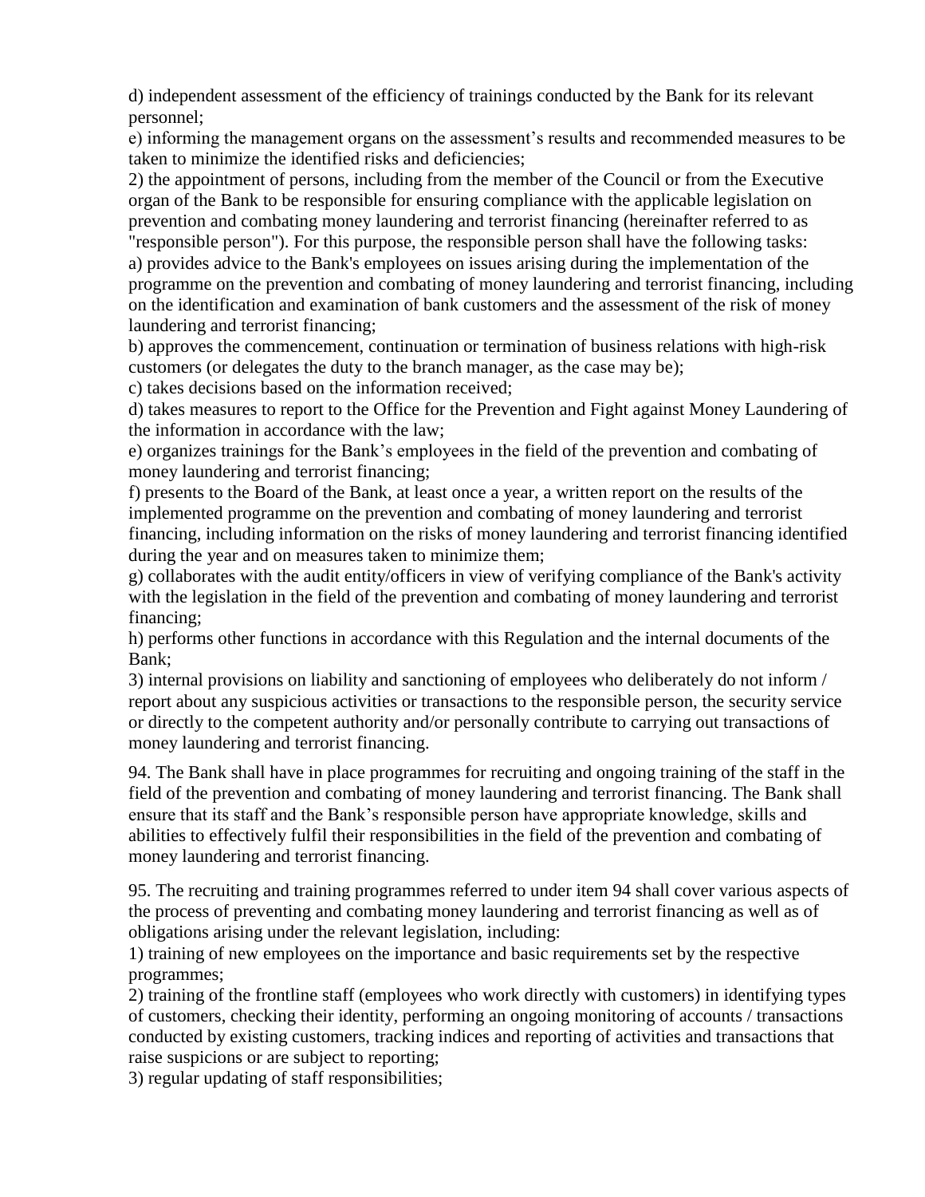d) independent assessment of the efficiency of trainings conducted by the Bank for its relevant personnel;

e) informing the management organs on the assessment's results and recommended measures to be taken to minimize the identified risks and deficiencies;

2) the appointment of persons, including from the member of the Council or from the Executive organ of the Bank to be responsible for ensuring compliance with the applicable legislation on prevention and combating money laundering and terrorist financing (hereinafter referred to as "responsible person"). For this purpose, the responsible person shall have the following tasks:

a) provides advice to the Bank's employees on issues arising during the implementation of the programme on the prevention and combating of money laundering and terrorist financing, including on the identification and examination of bank customers and the assessment of the risk of money laundering and terrorist financing;

b) approves the commencement, continuation or termination of business relations with high-risk customers (or delegates the duty to the branch manager, as the case may be);

c) takes decisions based on the information received;

d) takes measures to report to the Office for the Prevention and Fight against Money Laundering of the information in accordance with the law;

e) organizes trainings for the Bank's employees in the field of the prevention and combating of money laundering and terrorist financing;

f) presents to the Board of the Bank, at least once a year, a written report on the results of the implemented programme on the prevention and combating of money laundering and terrorist financing, including information on the risks of money laundering and terrorist financing identified during the year and on measures taken to minimize them;

g) collaborates with the audit entity/officers in view of verifying compliance of the Bank's activity with the legislation in the field of the prevention and combating of money laundering and terrorist financing;

h) performs other functions in accordance with this Regulation and the internal documents of the Bank;

3) internal provisions on liability and sanctioning of employees who deliberately do not inform / report about any suspicious activities or transactions to the responsible person, the security service or directly to the competent authority and/or personally contribute to carrying out transactions of money laundering and terrorist financing.

94. The Bank shall have in place programmes for recruiting and ongoing training of the staff in the field of the prevention and combating of money laundering and terrorist financing. The Bank shall ensure that its staff and the Bank's responsible person have appropriate knowledge, skills and abilities to effectively fulfil their responsibilities in the field of the prevention and combating of money laundering and terrorist financing.

95. The recruiting and training programmes referred to under item 94 shall cover various aspects of the process of preventing and combating money laundering and terrorist financing as well as of obligations arising under the relevant legislation, including:

1) training of new employees on the importance and basic requirements set by the respective programmes;

2) training of the frontline staff (employees who work directly with customers) in identifying types of customers, checking their identity, performing an ongoing monitoring of accounts / transactions conducted by existing customers, tracking indices and reporting of activities and transactions that raise suspicions or are subject to reporting;

3) regular updating of staff responsibilities;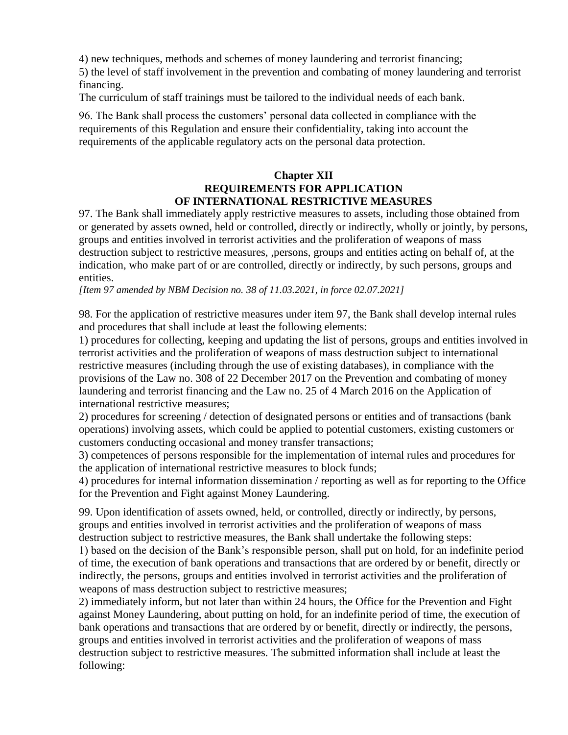4) new techniques, methods and schemes of money laundering and terrorist financing;
5) the level of staff involvement in the prevention and combating of money laundering and terrorist financing.
The curriculum of staff trainings must be tailored to the individual needs of each bank.

96. The Bank shall process the customers' personal data collected in compliance with the requirements of this Regulation and ensure their confidentiality, taking into account the requirements of the applicable regulatory acts on the personal data protection.

## Chapter XII
## REQUIREMENTS FOR APPLICATION OF INTERNATIONAL RESTRICTIVE MEASURES

97. The Bank shall immediately apply restrictive measures to assets, including those obtained from or generated by assets owned, held or controlled, directly or indirectly, wholly or jointly, by persons, groups and entities involved in terrorist activities and the proliferation of weapons of mass destruction subject to restrictive measures, ,persons, groups and entities acting on behalf of, at the indication, who make part of or are controlled, directly or indirectly, by such persons, groups and entities.
*[Item 97 amended by NBM Decision no. 38 of 11.03.2021, in force 02.07.2021]*

98. For the application of restrictive measures under item 97, the Bank shall develop internal rules and procedures that shall include at least the following elements:
1) procedures for collecting, keeping and updating the list of persons, groups and entities involved in terrorist activities and the proliferation of weapons of mass destruction subject to international restrictive measures (including through the use of existing databases), in compliance with the provisions of the Law no. 308 of 22 December 2017 on the Prevention and combating of money laundering and terrorist financing and the Law no. 25 of 4 March 2016 on the Application of international restrictive measures;
2) procedures for screening / detection of designated persons or entities and of transactions (bank operations) involving assets, which could be applied to potential customers, existing customers or customers conducting occasional and money transfer transactions;
3) competences of persons responsible for the implementation of internal rules and procedures for the application of international restrictive measures to block funds;
4) procedures for internal information dissemination / reporting as well as for reporting to the Office for the Prevention and Fight against Money Laundering.

99. Upon identification of assets owned, held, or controlled, directly or indirectly, by persons, groups and entities involved in terrorist activities and the proliferation of weapons of mass destruction subject to restrictive measures, the Bank shall undertake the following steps:
1) based on the decision of the Bank's responsible person, shall put on hold, for an indefinite period of time, the execution of bank operations and transactions that are ordered by or benefit, directly or indirectly, the persons, groups and entities involved in terrorist activities and the proliferation of weapons of mass destruction subject to restrictive measures;
2) immediately inform, but not later than within 24 hours, the Office for the Prevention and Fight against Money Laundering, about putting on hold, for an indefinite period of time, the execution of bank operations and transactions that are ordered by or benefit, directly or indirectly, the persons, groups and entities involved in terrorist activities and the proliferation of weapons of mass destruction subject to restrictive measures. The submitted information shall include at least the following: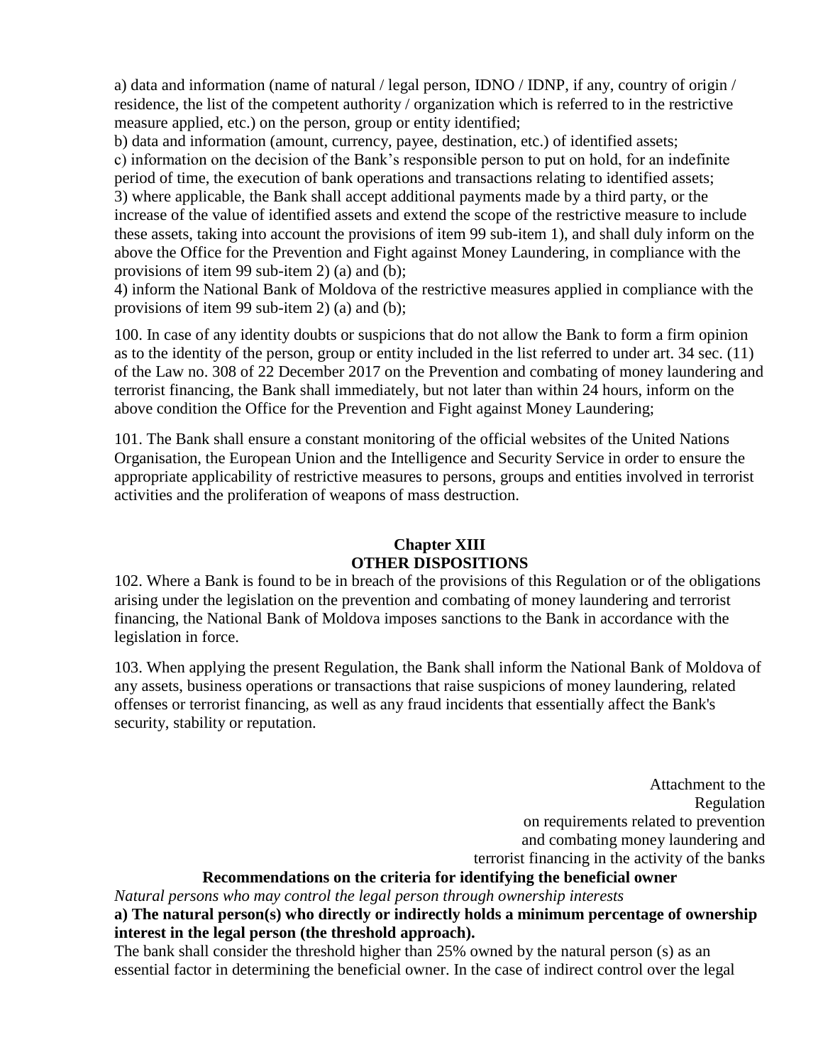a) data and information (name of natural / legal person, IDNO / IDNP, if any, country of origin / residence, the list of the competent authority / organization which is referred to in the restrictive measure applied, etc.) on the person, group or entity identified;
b) data and information (amount, currency, payee, destination, etc.) of identified assets;
c) information on the decision of the Bank's responsible person to put on hold, for an indefinite period of time, the execution of bank operations and transactions relating to identified assets;
3) where applicable, the Bank shall accept additional payments made by a third party, or the increase of the value of identified assets and extend the scope of the restrictive measure to include these assets, taking into account the provisions of item 99 sub-item 1), and shall duly inform on the above the Office for the Prevention and Fight against Money Laundering, in compliance with the provisions of item 99 sub-item 2) (a) and (b);
4) inform the National Bank of Moldova of the restrictive measures applied in compliance with the provisions of item 99 sub-item 2) (a) and (b);

100. In case of any identity doubts or suspicions that do not allow the Bank to form a firm opinion as to the identity of the person, group or entity included in the list referred to under art. 34 sec. (11) of the Law no. 308 of 22 December 2017 on the Prevention and combating of money laundering and terrorist financing, the Bank shall immediately, but not later than within 24 hours, inform on the above condition the Office for the Prevention and Fight against Money Laundering;

101. The Bank shall ensure a constant monitoring of the official websites of the United Nations Organisation, the European Union and the Intelligence and Security Service in order to ensure the appropriate applicability of restrictive measures to persons, groups and entities involved in terrorist activities and the proliferation of weapons of mass destruction.

## Chapter XIII
## OTHER DISPOSITIONS

102. Where a Bank is found to be in breach of the provisions of this Regulation or of the obligations arising under the legislation on the prevention and combating of money laundering and terrorist financing, the National Bank of Moldova imposes sanctions to the Bank in accordance with the legislation in force.

103. When applying the present Regulation, the Bank shall inform the National Bank of Moldova of any assets, business operations or transactions that raise suspicions of money laundering, related offenses or terrorist financing, as well as any fraud incidents that essentially affect the Bank's security, stability or reputation.

Attachment to the
Regulation
on requirements related to prevention
and combating money laundering and
terrorist financing in the activity of the banks

**Recommendations on the criteria for identifying the beneficial owner**

*Natural persons who may control the legal person through ownership interests*

**a) The natural person(s) who directly or indirectly holds a minimum percentage of ownership interest in the legal person (the threshold approach).**

The bank shall consider the threshold higher than 25% owned by the natural person (s) as an essential factor in determining the beneficial owner. In the case of indirect control over the legal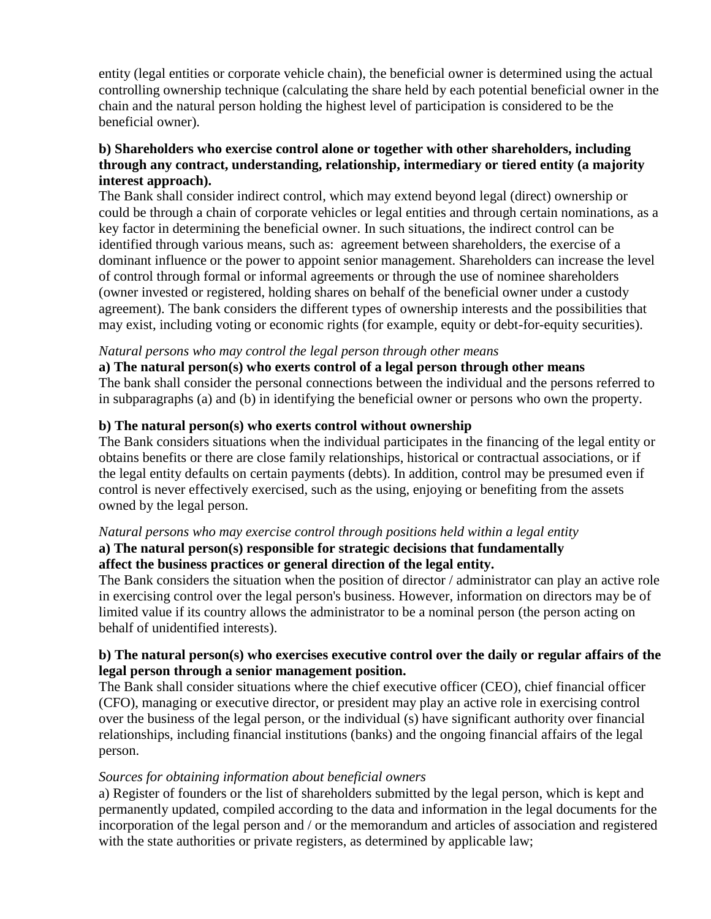entity (legal entities or corporate vehicle chain), the beneficial owner is determined using the actual controlling ownership technique (calculating the share held by each potential beneficial owner in the chain and the natural person holding the highest level of participation is considered to be the beneficial owner).

**b) Shareholders who exercise control alone or together with other shareholders, including through any contract, understanding, relationship, intermediary or tiered entity (a majority interest approach).**

The Bank shall consider indirect control, which may extend beyond legal (direct) ownership or could be through a chain of corporate vehicles or legal entities and through certain nominations, as a key factor in determining the beneficial owner. In such situations, the indirect control can be identified through various means, such as: agreement between shareholders, the exercise of a dominant influence or the power to appoint senior management. Shareholders can increase the level of control through formal or informal agreements or through the use of nominee shareholders (owner invested or registered, holding shares on behalf of the beneficial owner under a custody agreement). The bank considers the different types of ownership interests and the possibilities that may exist, including voting or economic rights (for example, equity or debt-for-equity securities).

*Natural persons who may control the legal person through other means*

**a) The natural person(s) who exerts control of a legal person through other means**

The bank shall consider the personal connections between the individual and the persons referred to in subparagraphs (a) and (b) in identifying the beneficial owner or persons who own the property.

**b) The natural person(s) who exerts control without ownership**

The Bank considers situations when the individual participates in the financing of the legal entity or obtains benefits or there are close family relationships, historical or contractual associations, or if the legal entity defaults on certain payments (debts). In addition, control may be presumed even if control is never effectively exercised, such as the using, enjoying or benefiting from the assets owned by the legal person.

*Natural persons who may exercise control through positions held within a legal entity*

**a) The natural person(s) responsible for strategic decisions that fundamentally affect the business practices or general direction of the legal entity.**

The Bank considers the situation when the position of director / administrator can play an active role in exercising control over the legal person's business. However, information on directors may be of limited value if its country allows the administrator to be a nominal person (the person acting on behalf of unidentified interests).

**b) The natural person(s) who exercises executive control over the daily or regular affairs of the legal person through a senior management position.**

The Bank shall consider situations where the chief executive officer (CEO), chief financial officer (CFO), managing or executive director, or president may play an active role in exercising control over the business of the legal person, or the individual (s) have significant authority over financial relationships, including financial institutions (banks) and the ongoing financial affairs of the legal person.

*Sources for obtaining information about beneficial owners*

a) Register of founders or the list of shareholders submitted by the legal person, which is kept and permanently updated, compiled according to the data and information in the legal documents for the incorporation of the legal person and / or the memorandum and articles of association and registered with the state authorities or private registers, as determined by applicable law;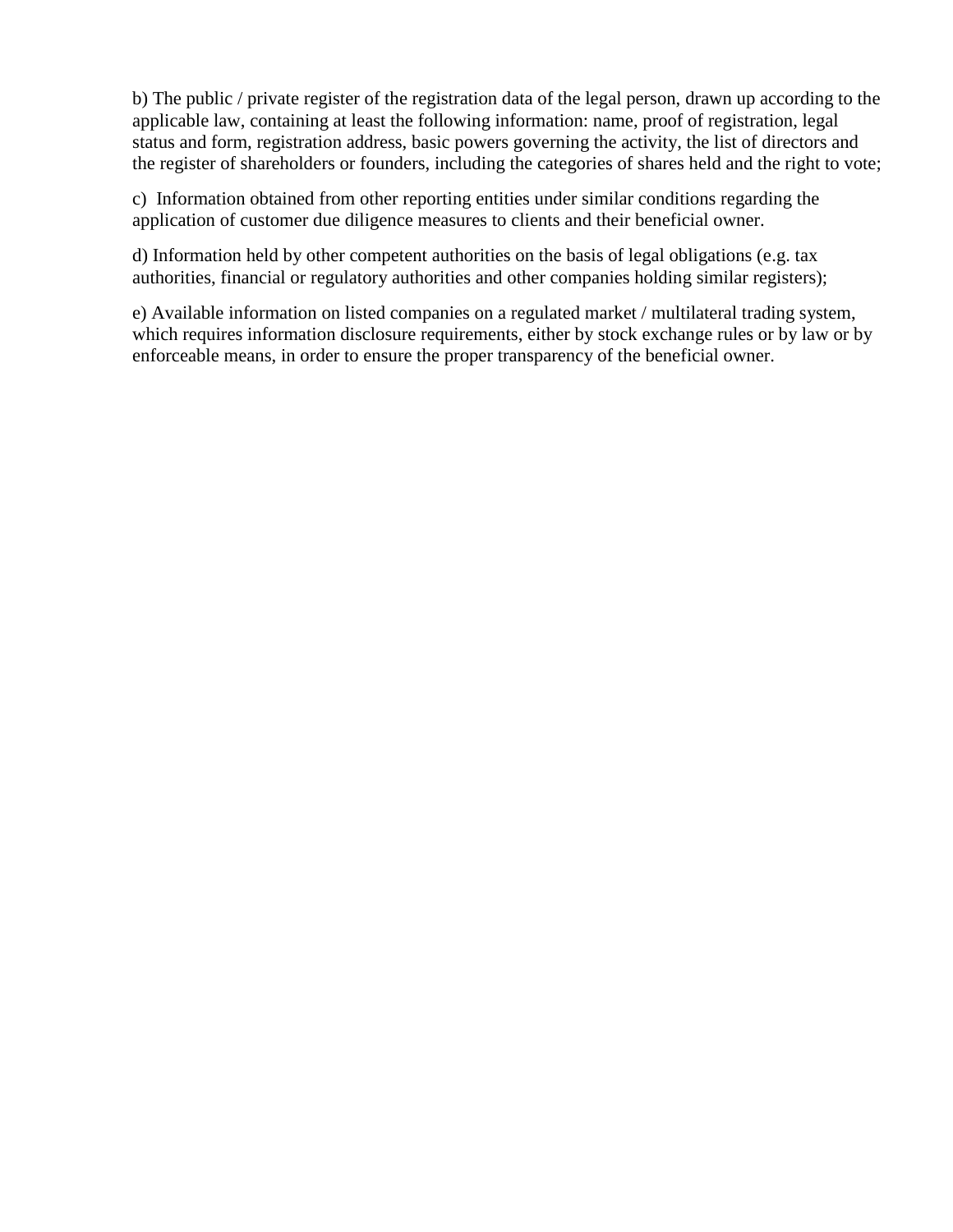b) The public / private register of the registration data of the legal person, drawn up according to the applicable law, containing at least the following information: name, proof of registration, legal status and form, registration address, basic powers governing the activity, the list of directors and the register of shareholders or founders, including the categories of shares held and the right to vote;

c) Information obtained from other reporting entities under similar conditions regarding the application of customer due diligence measures to clients and their beneficial owner.

d) Information held by other competent authorities on the basis of legal obligations (e.g. tax authorities, financial or regulatory authorities and other companies holding similar registers);

e) Available information on listed companies on a regulated market / multilateral trading system, which requires information disclosure requirements, either by stock exchange rules or by law or by enforceable means, in order to ensure the proper transparency of the beneficial owner.